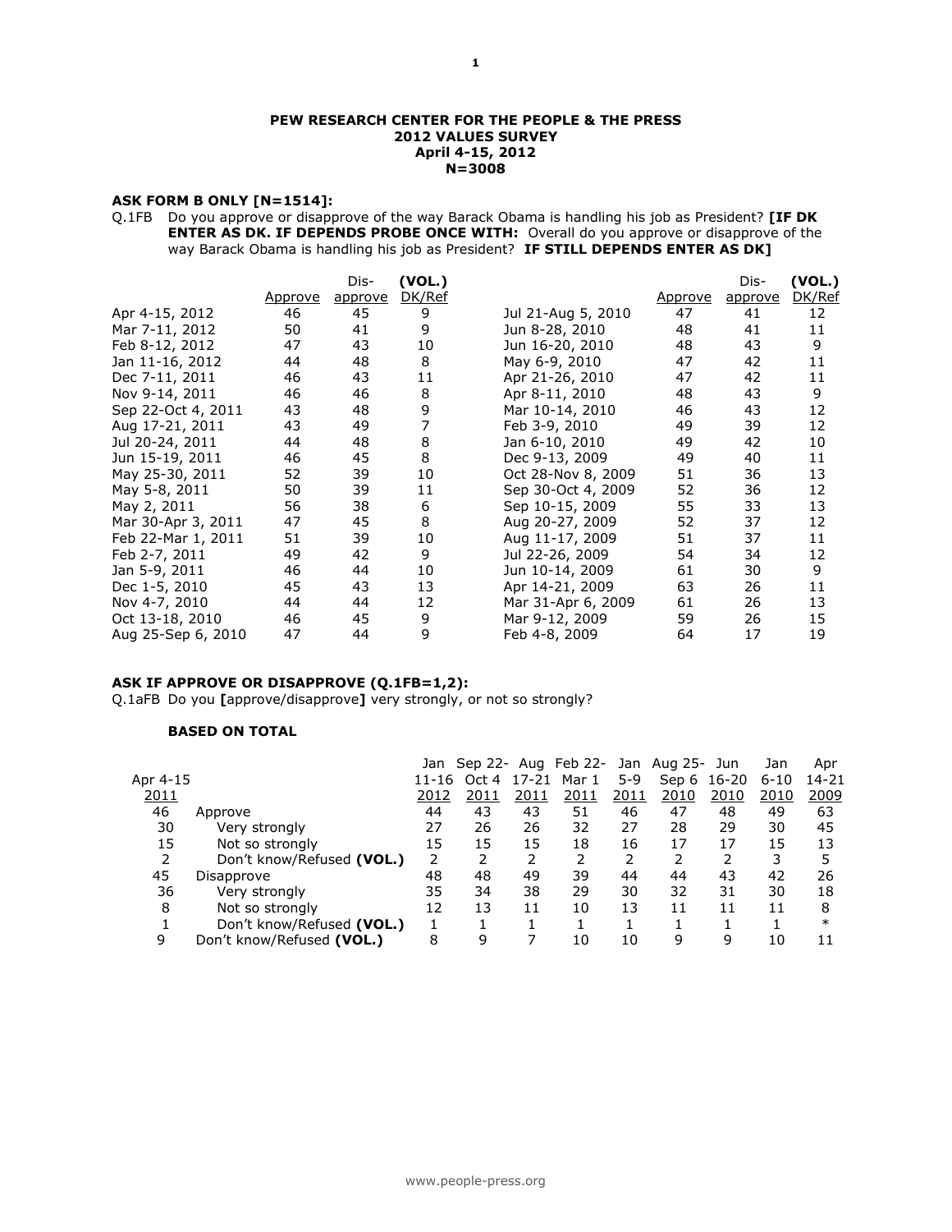**PEW RESEARCH CENTER FOR THE PEOPLE & THE PRESS**
**2012 VALUES SURVEY**
**April 4-15, 2012**
**N=3008**

**ASK FORM B ONLY [N=1514]:**

Q.1FB Do you approve or disapprove of the way Barack Obama is handling his job as President? **[IF DK ENTER AS DK. IF DEPENDS PROBE ONCE WITH:** Overall do you approve or disapprove of the way Barack Obama is handling his job as President? **IF STILL DEPENDS ENTER AS DK]**

| | Approve | Dis-approve | (VOL.) DK/Ref |
|---|---|---|---|
| Apr 4-15, 2012 | 46 | 45 | 9 |
| Mar 7-11, 2012 | 50 | 41 | 9 |
| Feb 8-12, 2012 | 47 | 43 | 10 |
| Jan 11-16, 2012 | 44 | 48 | 8 |
| Dec 7-11, 2011 | 46 | 43 | 11 |
| Nov 9-14, 2011 | 46 | 46 | 8 |
| Sep 22-Oct 4, 2011 | 43 | 48 | 9 |
| Aug 17-21, 2011 | 43 | 49 | 7 |
| Jul 20-24, 2011 | 44 | 48 | 8 |
| Jun 15-19, 2011 | 46 | 45 | 8 |
| May 25-30, 2011 | 52 | 39 | 10 |
| May 5-8, 2011 | 50 | 39 | 11 |
| May 2, 2011 | 56 | 38 | 6 |
| Mar 30-Apr 3, 2011 | 47 | 45 | 8 |
| Feb 22-Mar 1, 2011 | 51 | 39 | 10 |
| Feb 2-7, 2011 | 49 | 42 | 9 |
| Jan 5-9, 2011 | 46 | 44 | 10 |
| Dec 1-5, 2010 | 45 | 43 | 13 |
| Nov 4-7, 2010 | 44 | 44 | 12 |
| Oct 13-18, 2010 | 46 | 45 | 9 |
| Aug 25-Sep 6, 2010 | 47 | 44 | 9 |
| Jul 21-Aug 5, 2010 | 47 | 41 | 12 |
| Jun 8-28, 2010 | 48 | 41 | 11 |
| Jun 16-20, 2010 | 48 | 43 | 9 |
| May 6-9, 2010 | 47 | 42 | 11 |
| Apr 21-26, 2010 | 47 | 42 | 11 |
| Apr 8-11, 2010 | 48 | 43 | 9 |
| Mar 10-14, 2010 | 46 | 43 | 12 |
| Feb 3-9, 2010 | 49 | 39 | 12 |
| Jan 6-10, 2010 | 49 | 42 | 10 |
| Dec 9-13, 2009 | 49 | 40 | 11 |
| Oct 28-Nov 8, 2009 | 51 | 36 | 13 |
| Sep 30-Oct 4, 2009 | 52 | 36 | 12 |
| Sep 10-15, 2009 | 55 | 33 | 13 |
| Aug 20-27, 2009 | 52 | 37 | 12 |
| Aug 11-17, 2009 | 51 | 37 | 11 |
| Jul 22-26, 2009 | 54 | 34 | 12 |
| Jun 10-14, 2009 | 61 | 30 | 9 |
| Apr 14-21, 2009 | 63 | 26 | 11 |
| Mar 31-Apr 6, 2009 | 61 | 26 | 13 |
| Mar 9-12, 2009 | 59 | 26 | 15 |
| Feb 4-8, 2009 | 64 | 17 | 19 |

**ASK IF APPROVE OR DISAPPROVE (Q.1FB=1,2):**

Q.1aFB Do you **[**approve/disapprove**]** very strongly, or not so strongly?

**BASED ON TOTAL**

| Apr 4-15 2011 | | Jan 11-16 2012 | Sep 22-Oct 4 2011 | Aug 17-21 2011 | Feb 22-Mar 1 2011 | Jan 5-9 2011 | Aug 25-Sep 6 2010 | Jun 16-20 2010 | Jan 6-10 2010 | Apr 14-21 2009 |
|---|---|---|---|---|---|---|---|---|---|---|
| 46 | Approve | 44 | 43 | 43 | 51 | 46 | 47 | 48 | 49 | 63 |
| 30 | Very strongly | 27 | 26 | 26 | 32 | 27 | 28 | 29 | 30 | 45 |
| 15 | Not so strongly | 15 | 15 | 15 | 18 | 16 | 17 | 17 | 15 | 13 |
| 2 | Don't know/Refused **(VOL.)** | 2 | 2 | 2 | 2 | 2 | 2 | 2 | 3 | 5 |
| 45 | Disapprove | 48 | 48 | 49 | 39 | 44 | 44 | 43 | 42 | 26 |
| 36 | Very strongly | 35 | 34 | 38 | 29 | 30 | 32 | 31 | 30 | 18 |
| 8 | Not so strongly | 12 | 13 | 11 | 10 | 13 | 11 | 11 | 11 | 8 |
| 1 | Don't know/Refused **(VOL.)** | 1 | 1 | 1 | 1 | 1 | 1 | 1 | 1 | * |
| 9 | Don't know/Refused **(VOL.)** | 8 | 9 | 7 | 10 | 10 | 9 | 9 | 10 | 11 |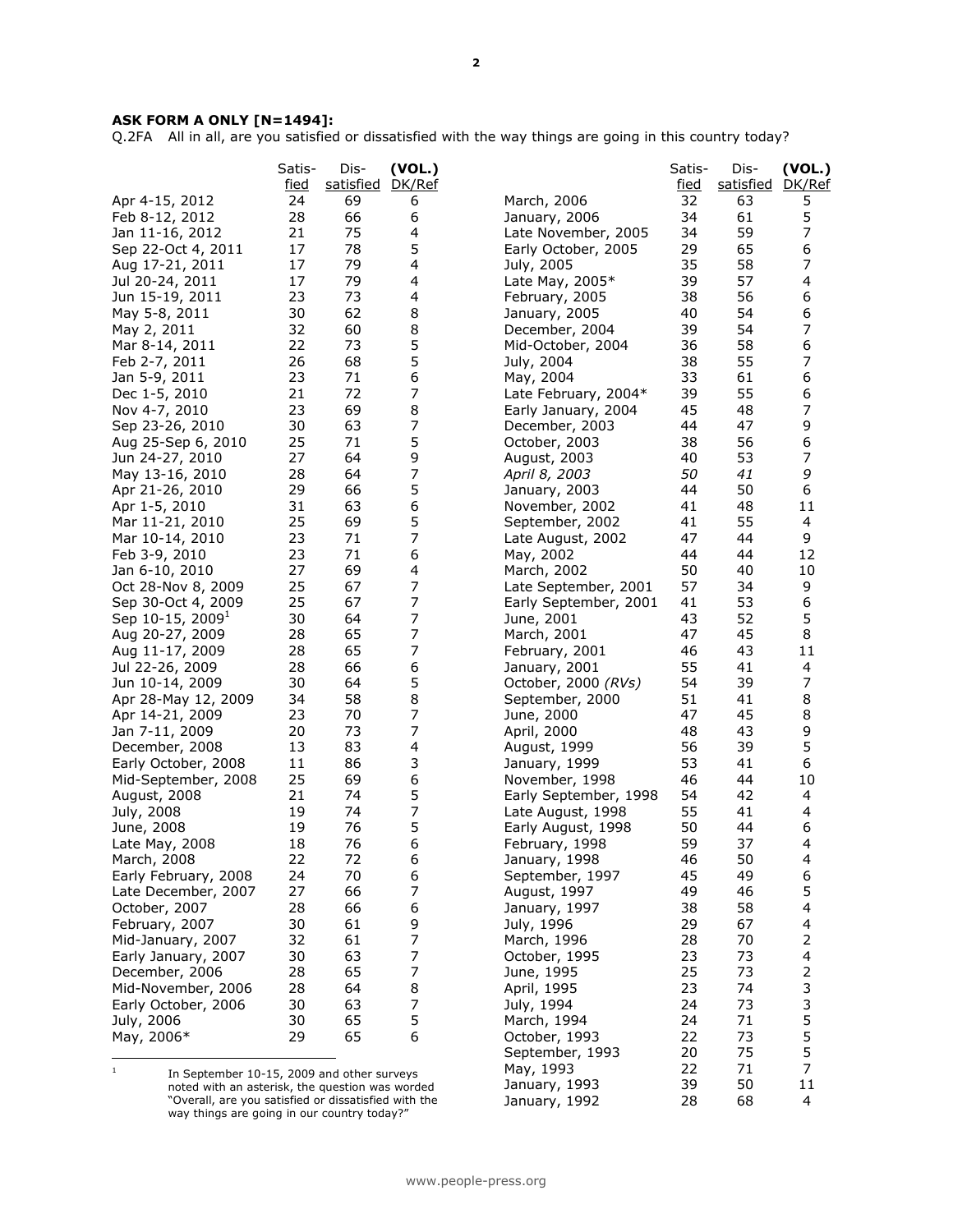**ASK FORM A ONLY [N=1494]:**

Q.2FA All in all, are you satisfied or dissatisfied with the way things are going in this country today?

| | Satis-fied | Dis-satisfied | (VOL.) DK/Ref |
|---|---|---|---|
| Apr 4-15, 2012 | 24 | 69 | 6 |
| Feb 8-12, 2012 | 28 | 66 | 6 |
| Jan 11-16, 2012 | 21 | 75 | 4 |
| Sep 22-Oct 4, 2011 | 17 | 78 | 5 |
| Aug 17-21, 2011 | 17 | 79 | 4 |
| Jul 20-24, 2011 | 17 | 79 | 4 |
| Jun 15-19, 2011 | 23 | 73 | 4 |
| May 5-8, 2011 | 30 | 62 | 8 |
| May 2, 2011 | 32 | 60 | 8 |
| Mar 8-14, 2011 | 22 | 73 | 5 |
| Feb 2-7, 2011 | 26 | 68 | 5 |
| Jan 5-9, 2011 | 23 | 71 | 6 |
| Dec 1-5, 2010 | 21 | 72 | 7 |
| Nov 4-7, 2010 | 23 | 69 | 8 |
| Sep 23-26, 2010 | 30 | 63 | 7 |
| Aug 25-Sep 6, 2010 | 25 | 71 | 5 |
| Jun 24-27, 2010 | 27 | 64 | 9 |
| May 13-16, 2010 | 28 | 64 | 7 |
| Apr 21-26, 2010 | 29 | 66 | 5 |
| Apr 1-5, 2010 | 31 | 63 | 6 |
| Mar 11-21, 2010 | 25 | 69 | 5 |
| Mar 10-14, 2010 | 23 | 71 | 7 |
| Feb 3-9, 2010 | 23 | 71 | 6 |
| Jan 6-10, 2010 | 27 | 69 | 4 |
| Oct 28-Nov 8, 2009 | 25 | 67 | 7 |
| Sep 30-Oct 4, 2009 | 25 | 67 | 7 |
| Sep 10-15, 2009[1] | 30 | 64 | 7 |
| Aug 20-27, 2009 | 28 | 65 | 7 |
| Aug 11-17, 2009 | 28 | 65 | 7 |
| Jul 22-26, 2009 | 28 | 66 | 6 |
| Jun 10-14, 2009 | 30 | 64 | 5 |
| Apr 28-May 12, 2009 | 34 | 58 | 8 |
| Apr 14-21, 2009 | 23 | 70 | 7 |
| Jan 7-11, 2009 | 20 | 73 | 7 |
| December, 2008 | 13 | 83 | 4 |
| Early October, 2008 | 11 | 86 | 3 |
| Mid-September, 2008 | 25 | 69 | 6 |
| August, 2008 | 21 | 74 | 5 |
| July, 2008 | 19 | 74 | 7 |
| June, 2008 | 19 | 76 | 5 |
| Late May, 2008 | 18 | 76 | 6 |
| March, 2008 | 22 | 72 | 6 |
| Early February, 2008 | 24 | 70 | 6 |
| Late December, 2007 | 27 | 66 | 7 |
| October, 2007 | 28 | 66 | 6 |
| February, 2007 | 30 | 61 | 9 |
| Mid-January, 2007 | 32 | 61 | 7 |
| Early January, 2007 | 30 | 63 | 7 |
| December, 2006 | 28 | 65 | 7 |
| Mid-November, 2006 | 28 | 64 | 8 |
| Early October, 2006 | 30 | 63 | 7 |
| July, 2006 | 30 | 65 | 5 |
| May, 2006* | 29 | 65 | 6 |
| March, 2006 | 32 | 63 | 5 |
| January, 2006 | 34 | 61 | 5 |
| Late November, 2005 | 34 | 59 | 7 |
| Early October, 2005 | 29 | 65 | 6 |
| July, 2005 | 35 | 58 | 7 |
| Late May, 2005* | 39 | 57 | 4 |
| February, 2005 | 38 | 56 | 6 |
| January, 2005 | 40 | 54 | 6 |
| December, 2004 | 39 | 54 | 7 |
| Mid-October, 2004 | 36 | 58 | 6 |
| July, 2004 | 38 | 55 | 7 |
| May, 2004 | 33 | 61 | 6 |
| Late February, 2004* | 39 | 55 | 6 |
| Early January, 2004 | 45 | 48 | 7 |
| December, 2003 | 44 | 47 | 9 |
| October, 2003 | 38 | 56 | 6 |
| August, 2003 | 40 | 53 | 7 |
| *April 8, 2003* | *50* | *41* | *9* |
| January, 2003 | 44 | 50 | 6 |
| November, 2002 | 41 | 48 | 11 |
| September, 2002 | 41 | 55 | 4 |
| Late August, 2002 | 47 | 44 | 9 |
| May, 2002 | 44 | 44 | 12 |
| March, 2002 | 50 | 40 | 10 |
| Late September, 2001 | 57 | 34 | 9 |
| Early September, 2001 | 41 | 53 | 6 |
| June, 2001 | 43 | 52 | 5 |
| March, 2001 | 47 | 45 | 8 |
| February, 2001 | 46 | 43 | 11 |
| January, 2001 | 55 | 41 | 4 |
| October, 2000 *(RVs)* | 54 | 39 | 7 |
| September, 2000 | 51 | 41 | 8 |
| June, 2000 | 47 | 45 | 8 |
| April, 2000 | 48 | 43 | 9 |
| August, 1999 | 56 | 39 | 5 |
| January, 1999 | 53 | 41 | 6 |
| November, 1998 | 46 | 44 | 10 |
| Early September, 1998 | 54 | 42 | 4 |
| Late August, 1998 | 55 | 41 | 4 |
| Early August, 1998 | 50 | 44 | 6 |
| February, 1998 | 59 | 37 | 4 |
| January, 1998 | 46 | 50 | 4 |
| September, 1997 | 45 | 49 | 6 |
| August, 1997 | 49 | 46 | 5 |
| January, 1997 | 38 | 58 | 4 |
| July, 1996 | 29 | 67 | 4 |
| March, 1996 | 28 | 70 | 2 |
| October, 1995 | 23 | 73 | 4 |
| June, 1995 | 25 | 73 | 2 |
| April, 1995 | 23 | 74 | 3 |
| July, 1994 | 24 | 73 | 3 |
| March, 1994 | 24 | 71 | 5 |
| October, 1993 | 22 | 73 | 5 |
| September, 1993 | 20 | 75 | 5 |
| May, 1993 | 22 | 71 | 7 |
| January, 1993 | 39 | 50 | 11 |
| January, 1992 | 28 | 68 | 4 |

[1] In September 10-15, 2009 and other surveys noted with an asterisk, the question was worded "Overall, are you satisfied or dissatisfied with the way things are going in our country today?"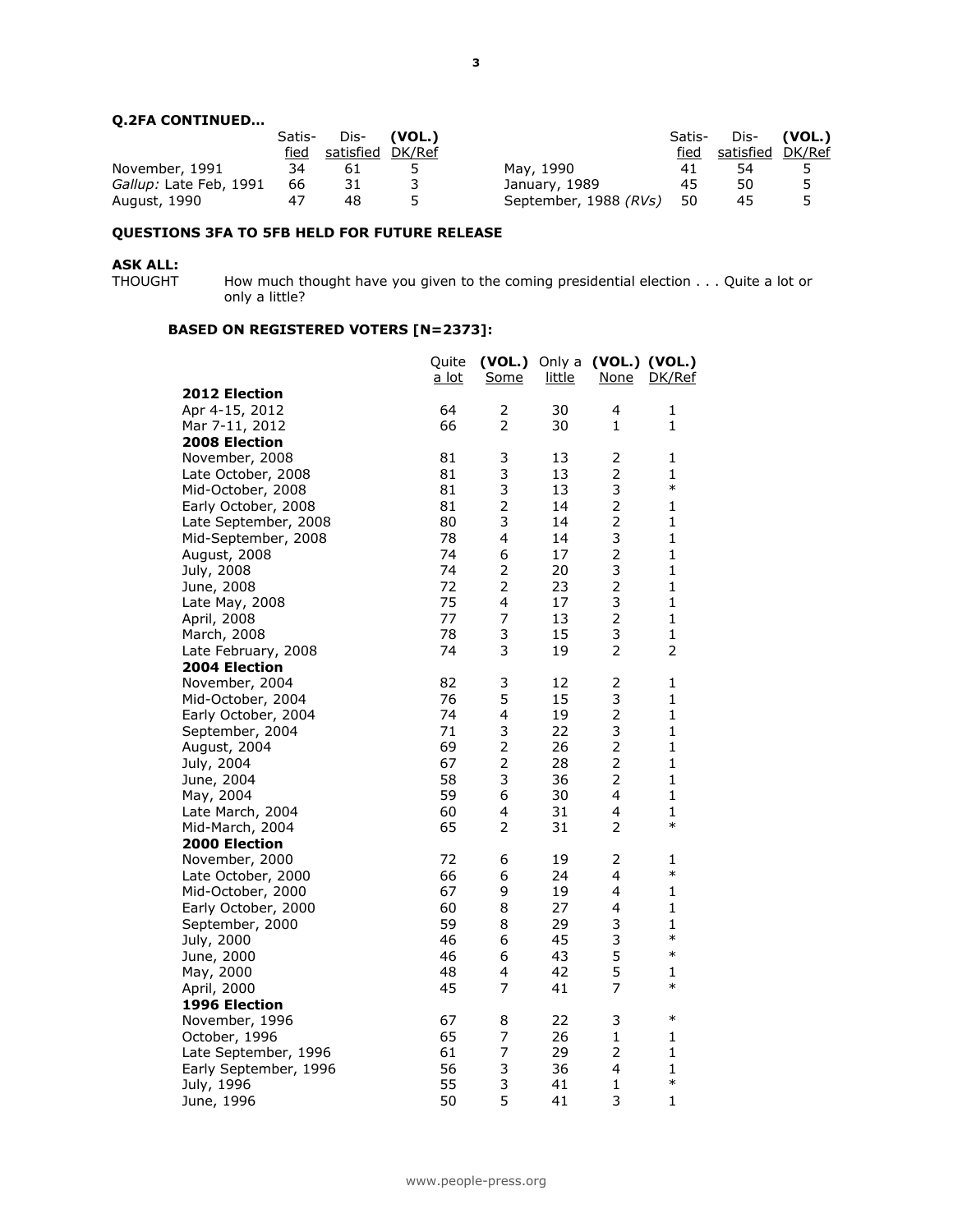**Q.2FA CONTINUED…**

| | Satis-fied | Dis-satisfied | (VOL.) DK/Ref | | Satis-fied | Dis-satisfied | (VOL.) DK/Ref |
|---|---|---|---|---|---|---|---|
| November, 1991 | 34 | 61 | 5 | May, 1990 | 41 | 54 | 5 |
| *Gallup:* Late Feb, 1991 | 66 | 31 | 3 | January, 1989 | 45 | 50 | 5 |
| August, 1990 | 47 | 48 | 5 | September, 1988 *(RVs)* | 50 | 45 | 5 |

**QUESTIONS 3FA TO 5FB HELD FOR FUTURE RELEASE**

**ASK ALL:**

THOUGHT How much thought have you given to the coming presidential election . . . Quite a lot or only a little?

**BASED ON REGISTERED VOTERS [N=2373]:**

| | Quite a lot | (VOL.) Some | Only a little | (VOL.) None | (VOL.) DK/Ref |
|---|---|---|---|---|---|
| **2012 Election** | | | | | |
| Apr 4-15, 2012 | 64 | 2 | 30 | 4 | 1 |
| Mar 7-11, 2012 | 66 | 2 | 30 | 1 | 1 |
| **2008 Election** | | | | | |
| November, 2008 | 81 | 3 | 13 | 2 | 1 |
| Late October, 2008 | 81 | 3 | 13 | 2 | 1 |
| Mid-October, 2008 | 81 | 3 | 13 | 3 | * |
| Early October, 2008 | 81 | 2 | 14 | 2 | 1 |
| Late September, 2008 | 80 | 3 | 14 | 2 | 1 |
| Mid-September, 2008 | 78 | 4 | 14 | 3 | 1 |
| August, 2008 | 74 | 6 | 17 | 2 | 1 |
| July, 2008 | 74 | 2 | 20 | 3 | 1 |
| June, 2008 | 72 | 2 | 23 | 2 | 1 |
| Late May, 2008 | 75 | 4 | 17 | 3 | 1 |
| April, 2008 | 77 | 7 | 13 | 2 | 1 |
| March, 2008 | 78 | 3 | 15 | 3 | 1 |
| Late February, 2008 | 74 | 3 | 19 | 2 | 2 |
| **2004 Election** | | | | | |
| November, 2004 | 82 | 3 | 12 | 2 | 1 |
| Mid-October, 2004 | 76 | 5 | 15 | 3 | 1 |
| Early October, 2004 | 74 | 4 | 19 | 2 | 1 |
| September, 2004 | 71 | 3 | 22 | 3 | 1 |
| August, 2004 | 69 | 2 | 26 | 2 | 1 |
| July, 2004 | 67 | 2 | 28 | 2 | 1 |
| June, 2004 | 58 | 3 | 36 | 2 | 1 |
| May, 2004 | 59 | 6 | 30 | 4 | 1 |
| Late March, 2004 | 60 | 4 | 31 | 4 | 1 |
| Mid-March, 2004 | 65 | 2 | 31 | 2 | * |
| **2000 Election** | | | | | |
| November, 2000 | 72 | 6 | 19 | 2 | 1 |
| Late October, 2000 | 66 | 6 | 24 | 4 | * |
| Mid-October, 2000 | 67 | 9 | 19 | 4 | 1 |
| Early October, 2000 | 60 | 8 | 27 | 4 | 1 |
| September, 2000 | 59 | 8 | 29 | 3 | 1 |
| July, 2000 | 46 | 6 | 45 | 3 | * |
| June, 2000 | 46 | 6 | 43 | 5 | * |
| May, 2000 | 48 | 4 | 42 | 5 | 1 |
| April, 2000 | 45 | 7 | 41 | 7 | * |
| **1996 Election** | | | | | |
| November, 1996 | 67 | 8 | 22 | 3 | * |
| October, 1996 | 65 | 7 | 26 | 1 | 1 |
| Late September, 1996 | 61 | 7 | 29 | 2 | 1 |
| Early September, 1996 | 56 | 3 | 36 | 4 | 1 |
| July, 1996 | 55 | 3 | 41 | 1 | * |
| June, 1996 | 50 | 5 | 41 | 3 | 1 |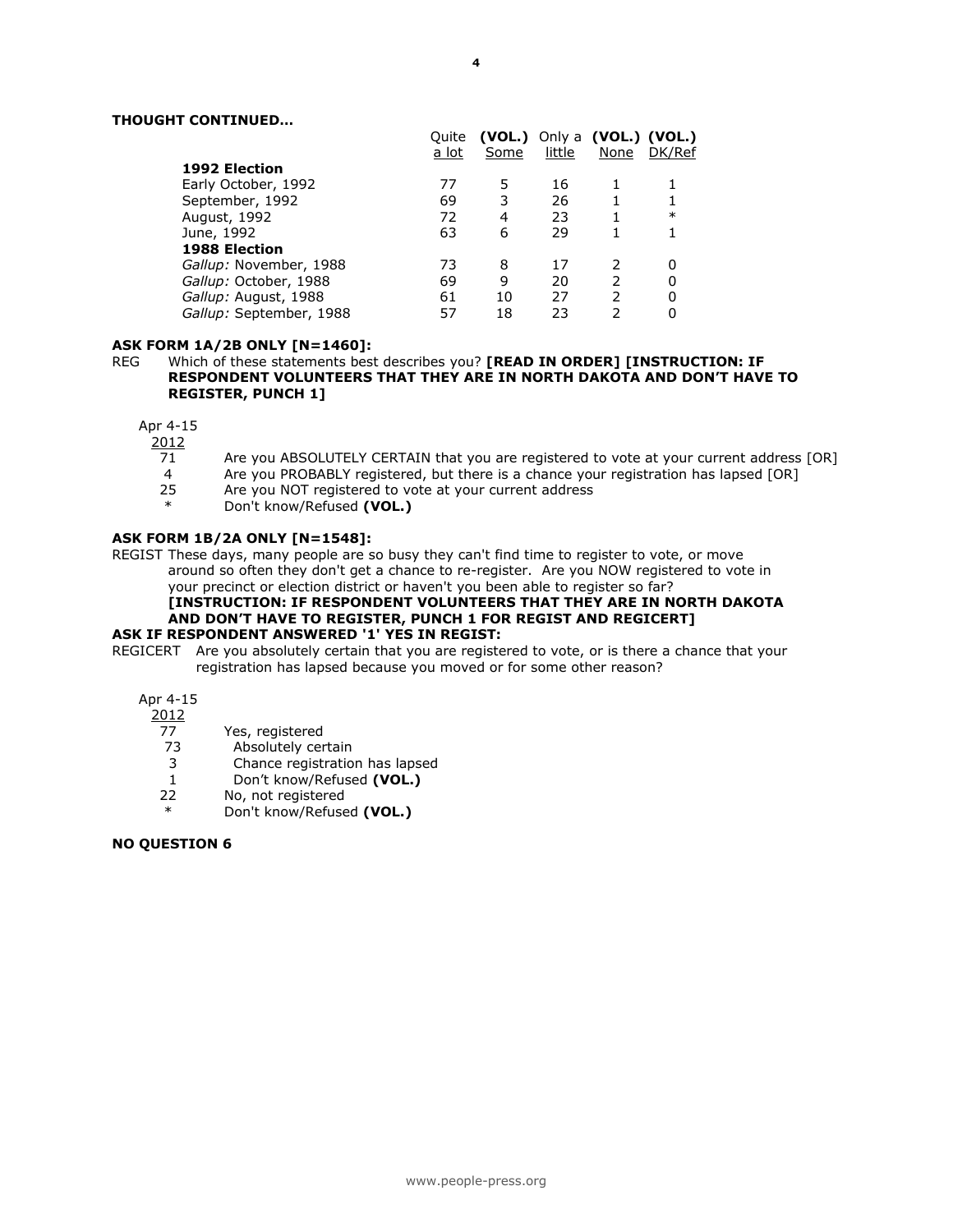**THOUGHT CONTINUED...**

| | Quite a lot | **(VOL.)** Some | Only a little | **(VOL.)** None | **(VOL.)** DK/Ref |
|---|---|---|---|---|---|
| **1992 Election** | | | | | |
| Early October, 1992 | 77 | 5 | 16 | 1 | 1 |
| September, 1992 | 69 | 3 | 26 | 1 | 1 |
| August, 1992 | 72 | 4 | 23 | 1 | * |
| June, 1992 | 63 | 6 | 29 | 1 | 1 |
| **1988 Election** | | | | | |
| *Gallup:* November, 1988 | 73 | 8 | 17 | 2 | 0 |
| *Gallup:* October, 1988 | 69 | 9 | 20 | 2 | 0 |
| *Gallup:* August, 1988 | 61 | 10 | 27 | 2 | 0 |
| *Gallup:* September, 1988 | 57 | 18 | 23 | 2 | 0 |

**ASK FORM 1A/2B ONLY [N=1460]:**

REG Which of these statements best describes you? **[READ IN ORDER] [INSTRUCTION: IF RESPONDENT VOLUNTEERS THAT THEY ARE IN NORTH DAKOTA AND DON'T HAVE TO REGISTER, PUNCH 1]**

| Apr 4-15 2012 | |
|---|---|
| 71 | Are you ABSOLUTELY CERTAIN that you are registered to vote at your current address [OR] |
| 4 | Are you PROBABLY registered, but there is a chance your registration has lapsed [OR] |
| 25 | Are you NOT registered to vote at your current address |
| * | Don't know/Refused **(VOL.)** |

**ASK FORM 1B/2A ONLY [N=1548]:**

REGIST These days, many people are so busy they can't find time to register to vote, or move around so often they don't get a chance to re-register. Are you NOW registered to vote in your precinct or election district or haven't you been able to register so far? **[INSTRUCTION: IF RESPONDENT VOLUNTEERS THAT THEY ARE IN NORTH DAKOTA AND DON'T HAVE TO REGISTER, PUNCH 1 FOR REGIST AND REGICERT]**

**ASK IF RESPONDENT ANSWERED '1' YES IN REGIST:**

REGICERT Are you absolutely certain that you are registered to vote, or is there a chance that your registration has lapsed because you moved or for some other reason?

| Apr 4-15 2012 | |
|---|---|
| 77 | Yes, registered |
| 73 | Absolutely certain |
| 3 | Chance registration has lapsed |
| 1 | Don't know/Refused **(VOL.)** |
| 22 | No, not registered |
| * | Don't know/Refused **(VOL.)** |

**NO QUESTION 6**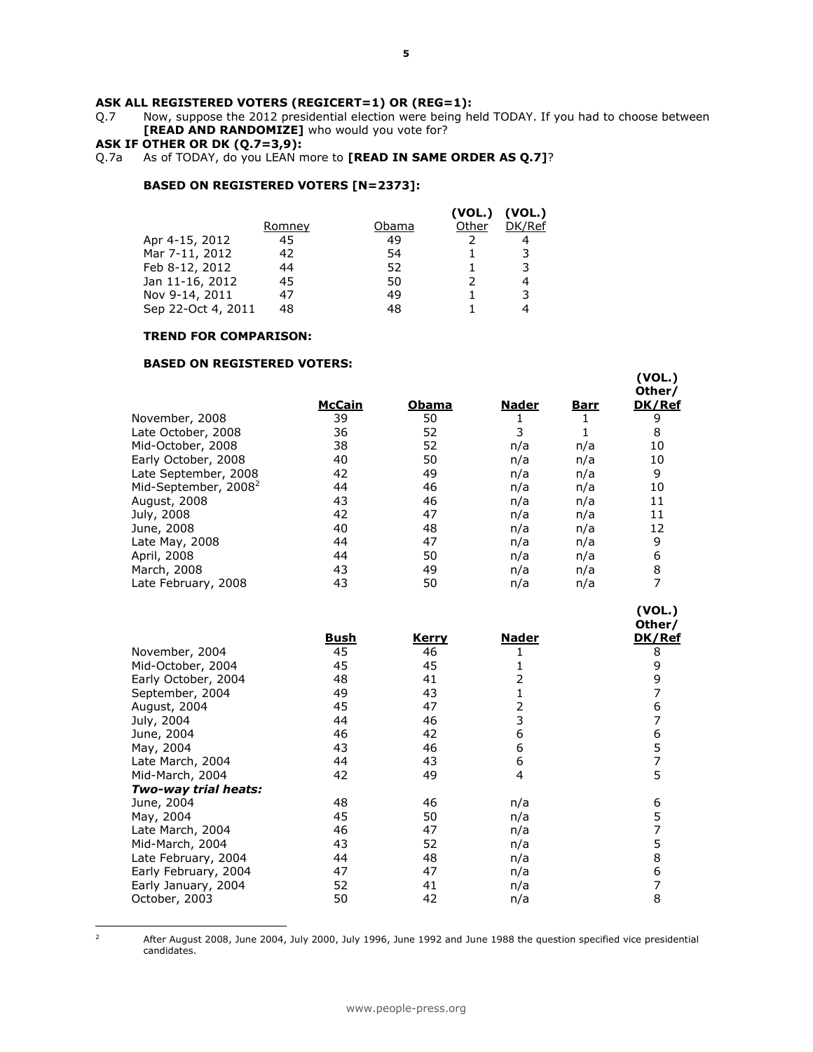**ASK ALL REGISTERED VOTERS (REGICERT=1) OR (REG=1):**

Q.7 Now, suppose the 2012 presidential election were being held TODAY. If you had to choose between **[READ AND RANDOMIZE]** who would you vote for?

**ASK IF OTHER OR DK (Q.7=3,9):**

Q.7a As of TODAY, do you LEAN more to **[READ IN SAME ORDER AS Q.7]**?

**BASED ON REGISTERED VOTERS [N=2373]:**

| | Romney | Obama | (VOL.) Other | (VOL.) DK/Ref |
|---|---|---|---|---|
| Apr 4-15, 2012 | 45 | 49 | 2 | 4 |
| Mar 7-11, 2012 | 42 | 54 | 1 | 3 |
| Feb 8-12, 2012 | 44 | 52 | 1 | 3 |
| Jan 11-16, 2012 | 45 | 50 | 2 | 4 |
| Nov 9-14, 2011 | 47 | 49 | 1 | 3 |
| Sep 22-Oct 4, 2011 | 48 | 48 | 1 | 4 |

**TREND FOR COMPARISON:**

**BASED ON REGISTERED VOTERS:**

| | McCain | Obama | Nader | Barr | (VOL.) Other/ DK/Ref |
|---|---|---|---|---|---|
| November, 2008 | 39 | 50 | 1 | 1 | 9 |
| Late October, 2008 | 36 | 52 | 3 | 1 | 8 |
| Mid-October, 2008 | 38 | 52 | n/a | n/a | 10 |
| Early October, 2008 | 40 | 50 | n/a | n/a | 10 |
| Late September, 2008 | 42 | 49 | n/a | n/a | 9 |
| Mid-September, 2008[2] | 44 | 46 | n/a | n/a | 10 |
| August, 2008 | 43 | 46 | n/a | n/a | 11 |
| July, 2008 | 42 | 47 | n/a | n/a | 11 |
| June, 2008 | 40 | 48 | n/a | n/a | 12 |
| Late May, 2008 | 44 | 47 | n/a | n/a | 9 |
| April, 2008 | 44 | 50 | n/a | n/a | 6 |
| March, 2008 | 43 | 49 | n/a | n/a | 8 |
| Late February, 2008 | 43 | 50 | n/a | n/a | 7 |

| | Bush | Kerry | Nader | (VOL.) Other/ DK/Ref |
|---|---|---|---|---|
| November, 2004 | 45 | 46 | 1 | 8 |
| Mid-October, 2004 | 45 | 45 | 1 | 9 |
| Early October, 2004 | 48 | 41 | 2 | 9 |
| September, 2004 | 49 | 43 | 1 | 7 |
| August, 2004 | 45 | 47 | 2 | 6 |
| July, 2004 | 44 | 46 | 3 | 7 |
| June, 2004 | 46 | 42 | 6 | 6 |
| May, 2004 | 43 | 46 | 6 | 5 |
| Late March, 2004 | 44 | 43 | 6 | 7 |
| Mid-March, 2004 | 42 | 49 | 4 | 5 |
| ***Two-way trial heats:*** | | | | |
| June, 2004 | 48 | 46 | n/a | 6 |
| May, 2004 | 45 | 50 | n/a | 5 |
| Late March, 2004 | 46 | 47 | n/a | 7 |
| Mid-March, 2004 | 43 | 52 | n/a | 5 |
| Late February, 2004 | 44 | 48 | n/a | 8 |
| Early February, 2004 | 47 | 47 | n/a | 6 |
| Early January, 2004 | 52 | 41 | n/a | 7 |
| October, 2003 | 50 | 42 | n/a | 8 |

[2] After August 2008, June 2004, July 2000, July 1996, June 1992 and June 1988 the question specified vice presidential candidates.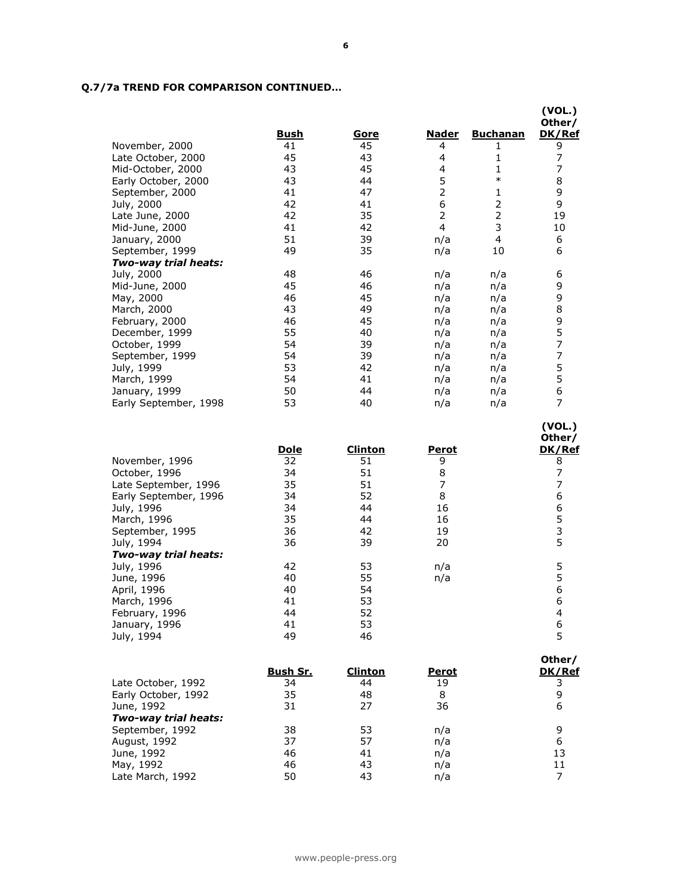**Q.7/7a TREND FOR COMPARISON CONTINUED…**

| | Bush | Gore | Nader | Buchanan | (VOL.) Other/ DK/Ref |
|---|---|---|---|---|---|
| November, 2000 | 41 | 45 | 4 | 1 | 9 |
| Late October, 2000 | 45 | 43 | 4 | 1 | 7 |
| Mid-October, 2000 | 43 | 45 | 4 | 1 | 7 |
| Early October, 2000 | 43 | 44 | 5 | * | 8 |
| September, 2000 | 41 | 47 | 2 | 1 | 9 |
| July, 2000 | 42 | 41 | 6 | 2 | 9 |
| Late June, 2000 | 42 | 35 | 2 | 2 | 19 |
| Mid-June, 2000 | 41 | 42 | 4 | 3 | 10 |
| January, 2000 | 51 | 39 | n/a | 4 | 6 |
| September, 1999 | 49 | 35 | n/a | 10 | 6 |
| ***Two-way trial heats:*** | | | | | |
| July, 2000 | 48 | 46 | n/a | n/a | 6 |
| Mid-June, 2000 | 45 | 46 | n/a | n/a | 9 |
| May, 2000 | 46 | 45 | n/a | n/a | 9 |
| March, 2000 | 43 | 49 | n/a | n/a | 8 |
| February, 2000 | 46 | 45 | n/a | n/a | 9 |
| December, 1999 | 55 | 40 | n/a | n/a | 5 |
| October, 1999 | 54 | 39 | n/a | n/a | 7 |
| September, 1999 | 54 | 39 | n/a | n/a | 7 |
| July, 1999 | 53 | 42 | n/a | n/a | 5 |
| March, 1999 | 54 | 41 | n/a | n/a | 5 |
| January, 1999 | 50 | 44 | n/a | n/a | 6 |
| Early September, 1998 | 53 | 40 | n/a | n/a | 7 |

| | Dole | Clinton | Perot | (VOL.) Other/ DK/Ref |
|---|---|---|---|---|
| November, 1996 | 32 | 51 | 9 | 8 |
| October, 1996 | 34 | 51 | 8 | 7 |
| Late September, 1996 | 35 | 51 | 7 | 7 |
| Early September, 1996 | 34 | 52 | 8 | 6 |
| July, 1996 | 34 | 44 | 16 | 6 |
| March, 1996 | 35 | 44 | 16 | 5 |
| September, 1995 | 36 | 42 | 19 | 3 |
| July, 1994 | 36 | 39 | 20 | 5 |
| ***Two-way trial heats:*** | | | | |
| July, 1996 | 42 | 53 | n/a | 5 |
| June, 1996 | 40 | 55 | n/a | 5 |
| April, 1996 | 40 | 54 | | 6 |
| March, 1996 | 41 | 53 | | 6 |
| February, 1996 | 44 | 52 | | 4 |
| January, 1996 | 41 | 53 | | 6 |
| July, 1994 | 49 | 46 | | 5 |

| | Bush Sr. | Clinton | Perot | Other/ DK/Ref |
|---|---|---|---|---|
| Late October, 1992 | 34 | 44 | 19 | 3 |
| Early October, 1992 | 35 | 48 | 8 | 9 |
| June, 1992 | 31 | 27 | 36 | 6 |
| ***Two-way trial heats:*** | | | | |
| September, 1992 | 38 | 53 | n/a | 9 |
| August, 1992 | 37 | 57 | n/a | 6 |
| June, 1992 | 46 | 41 | n/a | 13 |
| May, 1992 | 46 | 43 | n/a | 11 |
| Late March, 1992 | 50 | 43 | n/a | 7 |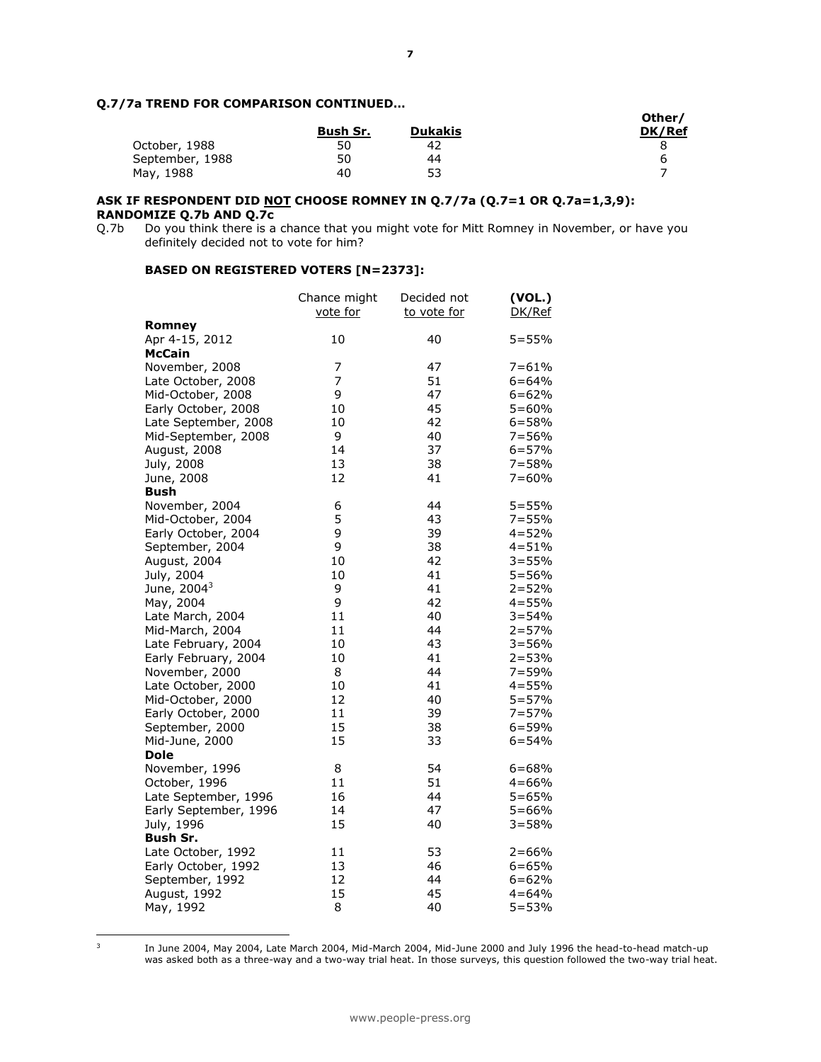**Q.7/7a TREND FOR COMPARISON CONTINUED…**

| | Bush Sr. | Dukakis | Other/ DK/Ref |
|---|---|---|---|
| October, 1988 | 50 | 42 | 8 |
| September, 1988 | 50 | 44 | 6 |
| May, 1988 | 40 | 53 | 7 |

**ASK IF RESPONDENT DID NOT CHOOSE ROMNEY IN Q.7/7a (Q.7=1 OR Q.7a=1,3,9): RANDOMIZE Q.7b AND Q.7c**

Q.7b Do you think there is a chance that you might vote for Mitt Romney in November, or have you definitely decided not to vote for him?

**BASED ON REGISTERED VOTERS [N=2373]:**

| | Chance might vote for | Decided not to vote for | (VOL.) DK/Ref |
|---|---|---|---|
| **Romney** | | | |
| Apr 4-15, 2012 | 10 | 40 | 5=55% |
| **McCain** | | | |
| November, 2008 | 7 | 47 | 7=61% |
| Late October, 2008 | 7 | 51 | 6=64% |
| Mid-October, 2008 | 9 | 47 | 6=62% |
| Early October, 2008 | 10 | 45 | 5=60% |
| Late September, 2008 | 10 | 42 | 6=58% |
| Mid-September, 2008 | 9 | 40 | 7=56% |
| August, 2008 | 14 | 37 | 6=57% |
| July, 2008 | 13 | 38 | 7=58% |
| June, 2008 | 12 | 41 | 7=60% |
| **Bush** | | | |
| November, 2004 | 6 | 44 | 5=55% |
| Mid-October, 2004 | 5 | 43 | 7=55% |
| Early October, 2004 | 9 | 39 | 4=52% |
| September, 2004 | 9 | 38 | 4=51% |
| August, 2004 | 10 | 42 | 3=55% |
| July, 2004 | 10 | 41 | 5=56% |
| June, 2004[3] | 9 | 41 | 2=52% |
| May, 2004 | 9 | 42 | 4=55% |
| Late March, 2004 | 11 | 40 | 3=54% |
| Mid-March, 2004 | 11 | 44 | 2=57% |
| Late February, 2004 | 10 | 43 | 3=56% |
| Early February, 2004 | 10 | 41 | 2=53% |
| November, 2000 | 8 | 44 | 7=59% |
| Late October, 2000 | 10 | 41 | 4=55% |
| Mid-October, 2000 | 12 | 40 | 5=57% |
| Early October, 2000 | 11 | 39 | 7=57% |
| September, 2000 | 15 | 38 | 6=59% |
| Mid-June, 2000 | 15 | 33 | 6=54% |
| **Dole** | | | |
| November, 1996 | 8 | 54 | 6=68% |
| October, 1996 | 11 | 51 | 4=66% |
| Late September, 1996 | 16 | 44 | 5=65% |
| Early September, 1996 | 14 | 47 | 5=66% |
| July, 1996 | 15 | 40 | 3=58% |
| **Bush Sr.** | | | |
| Late October, 1992 | 11 | 53 | 2=66% |
| Early October, 1992 | 13 | 46 | 6=65% |
| September, 1992 | 12 | 44 | 6=62% |
| August, 1992 | 15 | 45 | 4=64% |
| May, 1992 | 8 | 40 | 5=53% |

[3] In June 2004, May 2004, Late March 2004, Mid-March 2004, Mid-June 2000 and July 1996 the head-to-head match-up was asked both as a three-way and a two-way trial heat. In those surveys, this question followed the two-way trial heat.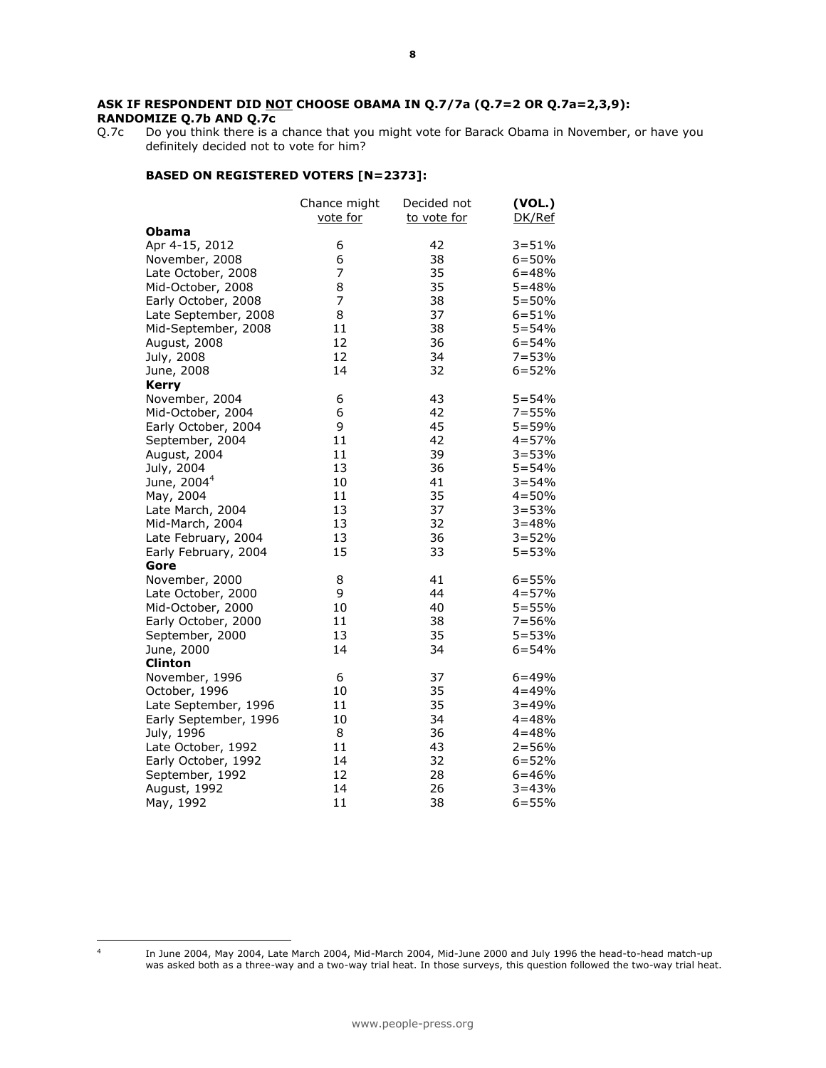**ASK IF RESPONDENT DID NOT CHOOSE OBAMA IN Q.7/7a (Q.7=2 OR Q.7a=2,3,9):**
**RANDOMIZE Q.7b AND Q.7c**

Q.7c Do you think there is a chance that you might vote for Barack Obama in November, or have you definitely decided not to vote for him?

**BASED ON REGISTERED VOTERS [N=2373]:**

| | Chance might vote for | Decided not to vote for | (VOL.) DK/Ref |
|---|---|---|---|
| **Obama** | | | |
| Apr 4-15, 2012 | 6 | 42 | 3=51% |
| November, 2008 | 6 | 38 | 6=50% |
| Late October, 2008 | 7 | 35 | 6=48% |
| Mid-October, 2008 | 8 | 35 | 5=48% |
| Early October, 2008 | 7 | 38 | 5=50% |
| Late September, 2008 | 8 | 37 | 6=51% |
| Mid-September, 2008 | 11 | 38 | 5=54% |
| August, 2008 | 12 | 36 | 6=54% |
| July, 2008 | 12 | 34 | 7=53% |
| June, 2008 | 14 | 32 | 6=52% |
| **Kerry** | | | |
| November, 2004 | 6 | 43 | 5=54% |
| Mid-October, 2004 | 6 | 42 | 7=55% |
| Early October, 2004 | 9 | 45 | 5=59% |
| September, 2004 | 11 | 42 | 4=57% |
| August, 2004 | 11 | 39 | 3=53% |
| July, 2004 | 13 | 36 | 5=54% |
| June, 2004[4] | 10 | 41 | 3=54% |
| May, 2004 | 11 | 35 | 4=50% |
| Late March, 2004 | 13 | 37 | 3=53% |
| Mid-March, 2004 | 13 | 32 | 3=48% |
| Late February, 2004 | 13 | 36 | 3=52% |
| Early February, 2004 | 15 | 33 | 5=53% |
| **Gore** | | | |
| November, 2000 | 8 | 41 | 6=55% |
| Late October, 2000 | 9 | 44 | 4=57% |
| Mid-October, 2000 | 10 | 40 | 5=55% |
| Early October, 2000 | 11 | 38 | 7=56% |
| September, 2000 | 13 | 35 | 5=53% |
| June, 2000 | 14 | 34 | 6=54% |
| **Clinton** | | | |
| November, 1996 | 6 | 37 | 6=49% |
| October, 1996 | 10 | 35 | 4=49% |
| Late September, 1996 | 11 | 35 | 3=49% |
| Early September, 1996 | 10 | 34 | 4=48% |
| July, 1996 | 8 | 36 | 4=48% |
| Late October, 1992 | 11 | 43 | 2=56% |
| Early October, 1992 | 14 | 32 | 6=52% |
| September, 1992 | 12 | 28 | 6=46% |
| August, 1992 | 14 | 26 | 3=43% |
| May, 1992 | 11 | 38 | 6=55% |

[4] In June 2004, May 2004, Late March 2004, Mid-March 2004, Mid-June 2000 and July 1996 the head-to-head match-up was asked both as a three-way and a two-way trial heat. In those surveys, this question followed the two-way trial heat.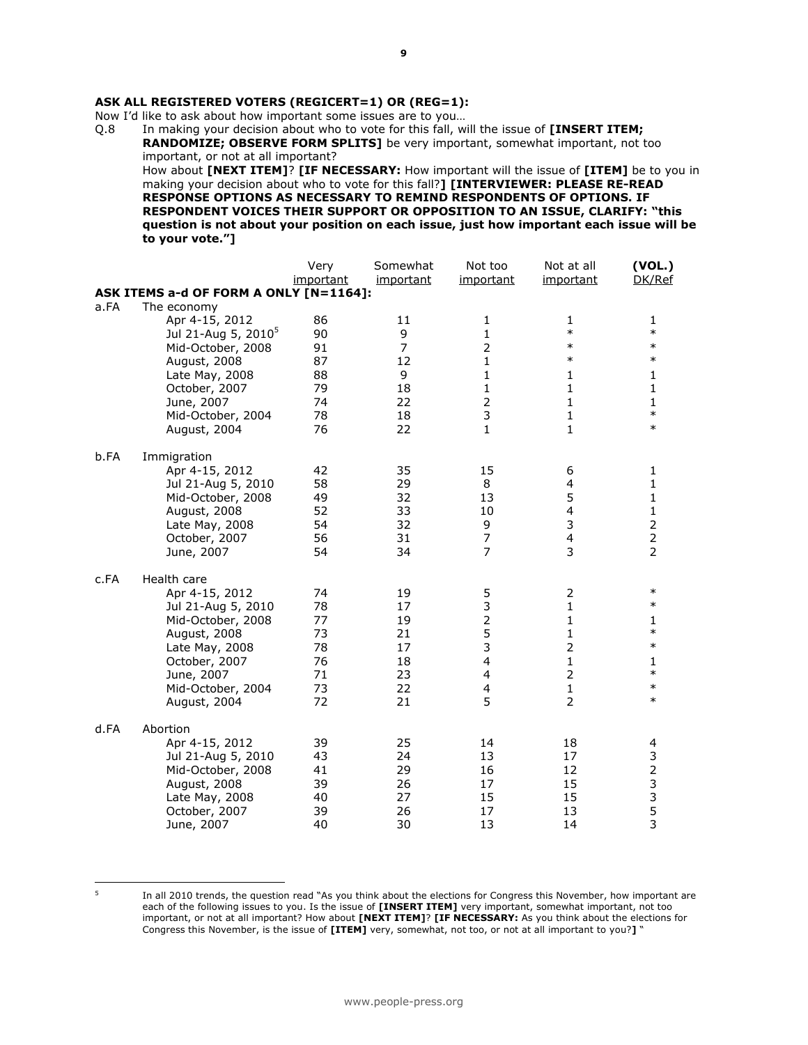**ASK ALL REGISTERED VOTERS (REGICERT=1) OR (REG=1):**

Now I'd like to ask about how important some issues are to you…

Q.8 In making your decision about who to vote for this fall, will the issue of **[INSERT ITEM; RANDOMIZE; OBSERVE FORM SPLITS]** be very important, somewhat important, not too important, or not at all important?
How about **[NEXT ITEM]**? **[IF NECESSARY:** How important will the issue of **[ITEM]** be to you in making your decision about who to vote for this fall?**] [INTERVIEWER: PLEASE RE-READ RESPONSE OPTIONS AS NECESSARY TO REMIND RESPONDENTS OF OPTIONS. IF RESPONDENT VOICES THEIR SUPPORT OR OPPOSITION TO AN ISSUE, CLARIFY: "this question is not about your position on each issue, just how important each issue will be to your vote."]**

| | | Very important | Somewhat important | Not too important | Not at all important | (VOL.) DK/Ref |
|---|---|---|---|---|---|---|
| **ASK ITEMS a-d OF FORM A ONLY [N=1164]:** | | | | | | |
| a.FA | The economy | | | | | |
| | Apr 4-15, 2012 | 86 | 11 | 1 | 1 | 1 |
| | Jul 21-Aug 5, 2010[5] | 90 | 9 | 1 | * | * |
| | Mid-October, 2008 | 91 | 7 | 2 | * | * |
| | August, 2008 | 87 | 12 | 1 | * | * |
| | Late May, 2008 | 88 | 9 | 1 | 1 | 1 |
| | October, 2007 | 79 | 18 | 1 | 1 | 1 |
| | June, 2007 | 74 | 22 | 2 | 1 | 1 |
| | Mid-October, 2004 | 78 | 18 | 3 | 1 | * |
| | August, 2004 | 76 | 22 | 1 | 1 | * |
| b.FA | Immigration | | | | | |
| | Apr 4-15, 2012 | 42 | 35 | 15 | 6 | 1 |
| | Jul 21-Aug 5, 2010 | 58 | 29 | 8 | 4 | 1 |
| | Mid-October, 2008 | 49 | 32 | 13 | 5 | 1 |
| | August, 2008 | 52 | 33 | 10 | 4 | 1 |
| | Late May, 2008 | 54 | 32 | 9 | 3 | 2 |
| | October, 2007 | 56 | 31 | 7 | 4 | 2 |
| | June, 2007 | 54 | 34 | 7 | 3 | 2 |
| c.FA | Health care | | | | | |
| | Apr 4-15, 2012 | 74 | 19 | 5 | 2 | * |
| | Jul 21-Aug 5, 2010 | 78 | 17 | 3 | 1 | * |
| | Mid-October, 2008 | 77 | 19 | 2 | 1 | 1 |
| | August, 2008 | 73 | 21 | 5 | 1 | * |
| | Late May, 2008 | 78 | 17 | 3 | 2 | * |
| | October, 2007 | 76 | 18 | 4 | 1 | 1 |
| | June, 2007 | 71 | 23 | 4 | 2 | * |
| | Mid-October, 2004 | 73 | 22 | 4 | 1 | * |
| | August, 2004 | 72 | 21 | 5 | 2 | * |
| d.FA | Abortion | | | | | |
| | Apr 4-15, 2012 | 39 | 25 | 14 | 18 | 4 |
| | Jul 21-Aug 5, 2010 | 43 | 24 | 13 | 17 | 3 |
| | Mid-October, 2008 | 41 | 29 | 16 | 12 | 2 |
| | August, 2008 | 39 | 26 | 17 | 15 | 3 |
| | Late May, 2008 | 40 | 27 | 15 | 15 | 3 |
| | October, 2007 | 39 | 26 | 17 | 13 | 5 |
| | June, 2007 | 40 | 30 | 13 | 14 | 3 |

[5] In all 2010 trends, the question read "As you think about the elections for Congress this November, how important are each of the following issues to you. Is the issue of **[INSERT ITEM]** very important, somewhat important, not too important, or not at all important? How about **[NEXT ITEM]**? **[IF NECESSARY:** As you think about the elections for Congress this November, is the issue of **[ITEM]** very, somewhat, not too, or not at all important to you?**]** "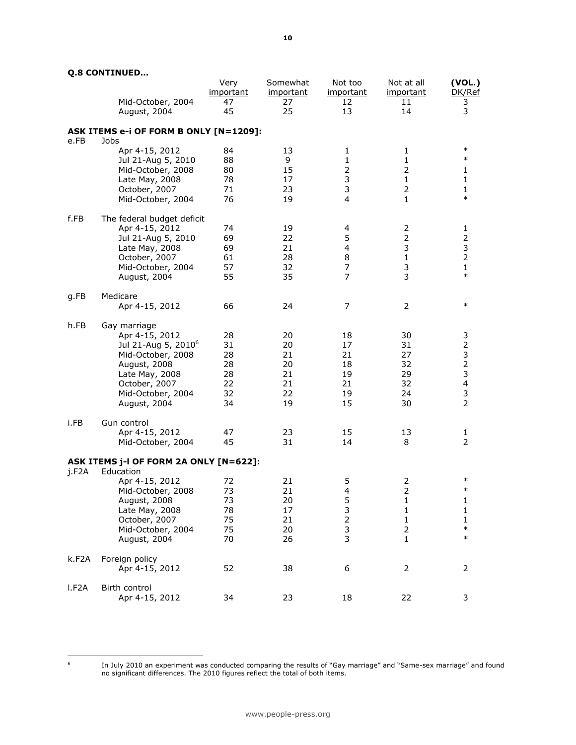**Q.8 CONTINUED…**

| | | Very important | Somewhat important | Not too important | Not at all important | (VOL.) DK/Ref |
|---|---|---|---|---|---|---|
| | Mid-October, 2004 | 47 | 27 | 12 | 11 | 3 |
| | August, 2004 | 45 | 25 | 13 | 14 | 3 |
| **ASK ITEMS e-i OF FORM B ONLY [N=1209]:** | | | | | | |
| e.FB | Jobs | | | | | |
| | Apr 4-15, 2012 | 84 | 13 | 1 | 1 | * |
| | Jul 21-Aug 5, 2010 | 88 | 9 | 1 | 1 | * |
| | Mid-October, 2008 | 80 | 15 | 2 | 2 | 1 |
| | Late May, 2008 | 78 | 17 | 3 | 1 | 1 |
| | October, 2007 | 71 | 23 | 3 | 2 | 1 |
| | Mid-October, 2004 | 76 | 19 | 4 | 1 | * |
| f.FB | The federal budget deficit | | | | | |
| | Apr 4-15, 2012 | 74 | 19 | 4 | 2 | 1 |
| | Jul 21-Aug 5, 2010 | 69 | 22 | 5 | 2 | 2 |
| | Late May, 2008 | 69 | 21 | 4 | 3 | 3 |
| | October, 2007 | 61 | 28 | 8 | 1 | 2 |
| | Mid-October, 2004 | 57 | 32 | 7 | 3 | 1 |
| | August, 2004 | 55 | 35 | 7 | 3 | * |
| g.FB | Medicare | | | | | |
| | Apr 4-15, 2012 | 66 | 24 | 7 | 2 | * |
| h.FB | Gay marriage | | | | | |
| | Apr 4-15, 2012 | 28 | 20 | 18 | 30 | 3 |
| | Jul 21-Aug 5, 2010[6] | 31 | 20 | 17 | 31 | 2 |
| | Mid-October, 2008 | 28 | 21 | 21 | 27 | 3 |
| | August, 2008 | 28 | 20 | 18 | 32 | 2 |
| | Late May, 2008 | 28 | 21 | 19 | 29 | 3 |
| | October, 2007 | 22 | 21 | 21 | 32 | 4 |
| | Mid-October, 2004 | 32 | 22 | 19 | 24 | 3 |
| | August, 2004 | 34 | 19 | 15 | 30 | 2 |
| i.FB | Gun control | | | | | |
| | Apr 4-15, 2012 | 47 | 23 | 15 | 13 | 1 |
| | Mid-October, 2004 | 45 | 31 | 14 | 8 | 2 |
| **ASK ITEMS j-l OF FORM 2A ONLY [N=622]:** | | | | | | |
| j.F2A | Education | | | | | |
| | Apr 4-15, 2012 | 72 | 21 | 5 | 2 | * |
| | Mid-October, 2008 | 73 | 21 | 4 | 2 | * |
| | August, 2008 | 73 | 20 | 5 | 1 | 1 |
| | Late May, 2008 | 78 | 17 | 3 | 1 | 1 |
| | October, 2007 | 75 | 21 | 2 | 1 | 1 |
| | Mid-October, 2004 | 75 | 20 | 3 | 2 | * |
| | August, 2004 | 70 | 26 | 3 | 1 | * |
| k.F2A | Foreign policy | | | | | |
| | Apr 4-15, 2012 | 52 | 38 | 6 | 2 | 2 |
| l.F2A | Birth control | | | | | |
| | Apr 4-15, 2012 | 34 | 23 | 18 | 22 | 3 |

[6] In July 2010 an experiment was conducted comparing the results of "Gay marriage" and "Same-sex marriage" and found no significant differences. The 2010 figures reflect the total of both items.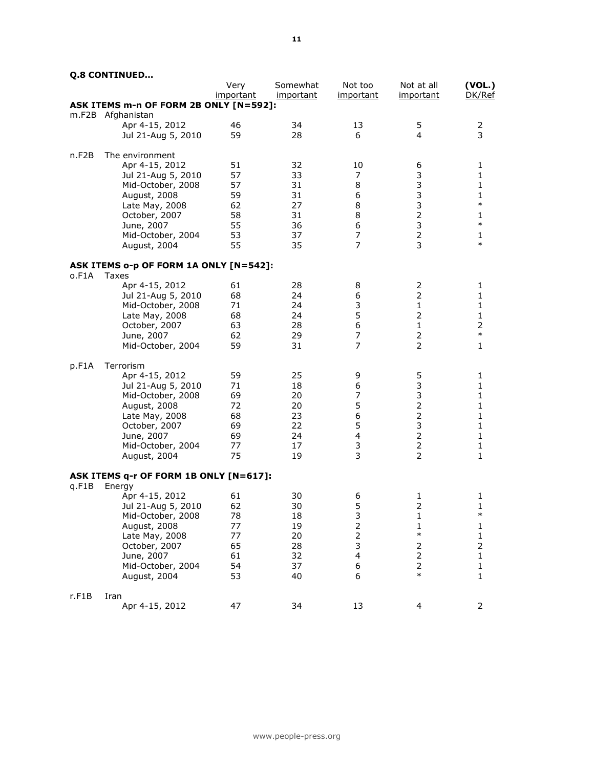**Q.8 CONTINUED…**

| | | Very important | Somewhat important | Not too important | Not at all important | (VOL.) DK/Ref |
|---|---|---|---|---|---|---|
| **ASK ITEMS m-n OF FORM 2B ONLY [N=592]:** | | | | | | |
| m.F2B | Afghanistan | | | | | |
| | Apr 4-15, 2012 | 46 | 34 | 13 | 5 | 2 |
| | Jul 21-Aug 5, 2010 | 59 | 28 | 6 | 4 | 3 |
| n.F2B | The environment | | | | | |
| | Apr 4-15, 2012 | 51 | 32 | 10 | 6 | 1 |
| | Jul 21-Aug 5, 2010 | 57 | 33 | 7 | 3 | 1 |
| | Mid-October, 2008 | 57 | 31 | 8 | 3 | 1 |
| | August, 2008 | 59 | 31 | 6 | 3 | 1 |
| | Late May, 2008 | 62 | 27 | 8 | 3 | * |
| | October, 2007 | 58 | 31 | 8 | 2 | 1 |
| | June, 2007 | 55 | 36 | 6 | 3 | * |
| | Mid-October, 2004 | 53 | 37 | 7 | 2 | 1 |
| | August, 2004 | 55 | 35 | 7 | 3 | * |
| **ASK ITEMS o-p OF FORM 1A ONLY [N=542]:** | | | | | | |
| o.F1A | Taxes | | | | | |
| | Apr 4-15, 2012 | 61 | 28 | 8 | 2 | 1 |
| | Jul 21-Aug 5, 2010 | 68 | 24 | 6 | 2 | 1 |
| | Mid-October, 2008 | 71 | 24 | 3 | 1 | 1 |
| | Late May, 2008 | 68 | 24 | 5 | 2 | 1 |
| | October, 2007 | 63 | 28 | 6 | 1 | 2 |
| | June, 2007 | 62 | 29 | 7 | 2 | * |
| | Mid-October, 2004 | 59 | 31 | 7 | 2 | 1 |
| p.F1A | Terrorism | | | | | |
| | Apr 4-15, 2012 | 59 | 25 | 9 | 5 | 1 |
| | Jul 21-Aug 5, 2010 | 71 | 18 | 6 | 3 | 1 |
| | Mid-October, 2008 | 69 | 20 | 7 | 3 | 1 |
| | August, 2008 | 72 | 20 | 5 | 2 | 1 |
| | Late May, 2008 | 68 | 23 | 6 | 2 | 1 |
| | October, 2007 | 69 | 22 | 5 | 3 | 1 |
| | June, 2007 | 69 | 24 | 4 | 2 | 1 |
| | Mid-October, 2004 | 77 | 17 | 3 | 2 | 1 |
| | August, 2004 | 75 | 19 | 3 | 2 | 1 |
| **ASK ITEMS q-r OF FORM 1B ONLY [N=617]:** | | | | | | |
| q.F1B | Energy | | | | | |
| | Apr 4-15, 2012 | 61 | 30 | 6 | 1 | 1 |
| | Jul 21-Aug 5, 2010 | 62 | 30 | 5 | 2 | 1 |
| | Mid-October, 2008 | 78 | 18 | 3 | 1 | * |
| | August, 2008 | 77 | 19 | 2 | 1 | 1 |
| | Late May, 2008 | 77 | 20 | 2 | * | 1 |
| | October, 2007 | 65 | 28 | 3 | 2 | 2 |
| | June, 2007 | 61 | 32 | 4 | 2 | 1 |
| | Mid-October, 2004 | 54 | 37 | 6 | 2 | 1 |
| | August, 2004 | 53 | 40 | 6 | * | 1 |
| r.F1B | Iran | | | | | |
| | Apr 4-15, 2012 | 47 | 34 | 13 | 4 | 2 |

www.people-press.org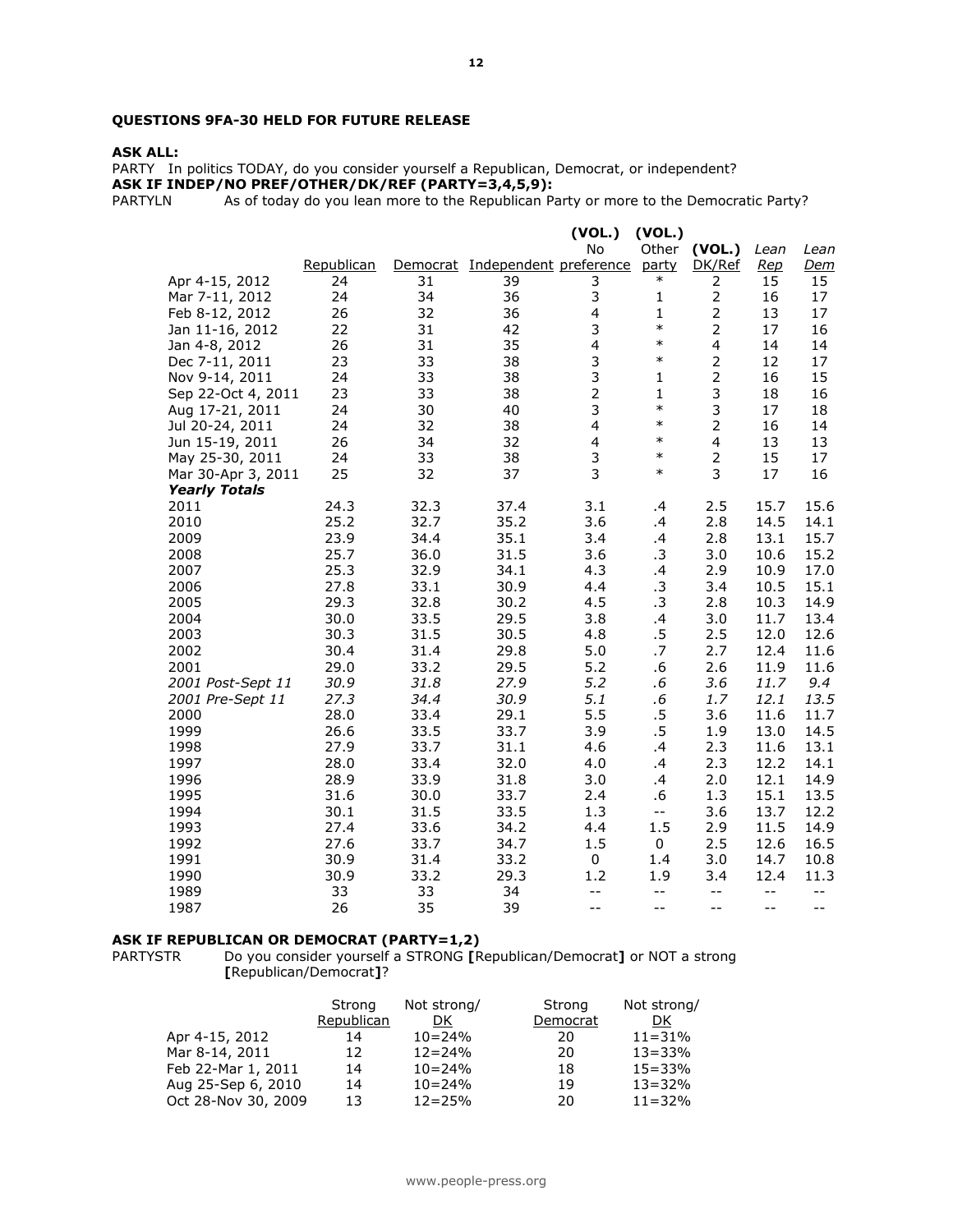**QUESTIONS 9FA-30 HELD FOR FUTURE RELEASE**

**ASK ALL:**
PARTY In politics TODAY, do you consider yourself a Republican, Democrat, or independent?
**ASK IF INDEP/NO PREF/OTHER/DK/REF (PARTY=3,4,5,9):**
PARTYLN As of today do you lean more to the Republican Party or more to the Democratic Party?

| | Republican | Democrat | Independent | (VOL.) No preference | (VOL.) Other party | (VOL.) DK/Ref | *Lean Rep* | *Lean Dem* |
|---|---|---|---|---|---|---|---|---|
| Apr 4-15, 2012 | 24 | 31 | 39 | 3 | * | 2 | 15 | 15 |
| Mar 7-11, 2012 | 24 | 34 | 36 | 3 | 1 | 2 | 16 | 17 |
| Feb 8-12, 2012 | 26 | 32 | 36 | 4 | 1 | 2 | 13 | 17 |
| Jan 11-16, 2012 | 22 | 31 | 42 | 3 | * | 2 | 17 | 16 |
| Jan 4-8, 2012 | 26 | 31 | 35 | 4 | * | 4 | 14 | 14 |
| Dec 7-11, 2011 | 23 | 33 | 38 | 3 | * | 2 | 12 | 17 |
| Nov 9-14, 2011 | 24 | 33 | 38 | 3 | 1 | 2 | 16 | 15 |
| Sep 22-Oct 4, 2011 | 23 | 33 | 38 | 2 | 1 | 3 | 18 | 16 |
| Aug 17-21, 2011 | 24 | 30 | 40 | 3 | * | 3 | 17 | 18 |
| Jul 20-24, 2011 | 24 | 32 | 38 | 4 | * | 2 | 16 | 14 |
| Jun 15-19, 2011 | 26 | 34 | 32 | 4 | * | 4 | 13 | 13 |
| May 25-30, 2011 | 24 | 33 | 38 | 3 | * | 2 | 15 | 17 |
| Mar 30-Apr 3, 2011 | 25 | 32 | 37 | 3 | * | 3 | 17 | 16 |
| ***Yearly Totals*** | | | | | | | | |
| 2011 | 24.3 | 32.3 | 37.4 | 3.1 | .4 | 2.5 | 15.7 | 15.6 |
| 2010 | 25.2 | 32.7 | 35.2 | 3.6 | .4 | 2.8 | 14.5 | 14.1 |
| 2009 | 23.9 | 34.4 | 35.1 | 3.4 | .4 | 2.8 | 13.1 | 15.7 |
| 2008 | 25.7 | 36.0 | 31.5 | 3.6 | .3 | 3.0 | 10.6 | 15.2 |
| 2007 | 25.3 | 32.9 | 34.1 | 4.3 | .4 | 2.9 | 10.9 | 17.0 |
| 2006 | 27.8 | 33.1 | 30.9 | 4.4 | .3 | 3.4 | 10.5 | 15.1 |
| 2005 | 29.3 | 32.8 | 30.2 | 4.5 | .3 | 2.8 | 10.3 | 14.9 |
| 2004 | 30.0 | 33.5 | 29.5 | 3.8 | .4 | 3.0 | 11.7 | 13.4 |
| 2003 | 30.3 | 31.5 | 30.5 | 4.8 | .5 | 2.5 | 12.0 | 12.6 |
| 2002 | 30.4 | 31.4 | 29.8 | 5.0 | .7 | 2.7 | 12.4 | 11.6 |
| 2001 | 29.0 | 33.2 | 29.5 | 5.2 | .6 | 2.6 | 11.9 | 11.6 |
| *2001 Post-Sept 11* | *30.9* | *31.8* | *27.9* | *5.2* | *.6* | *3.6* | *11.7* | *9.4* |
| *2001 Pre-Sept 11* | *27.3* | *34.4* | *30.9* | *5.1* | *.6* | *1.7* | *12.1* | *13.5* |
| 2000 | 28.0 | 33.4 | 29.1 | 5.5 | .5 | 3.6 | 11.6 | 11.7 |
| 1999 | 26.6 | 33.5 | 33.7 | 3.9 | .5 | 1.9 | 13.0 | 14.5 |
| 1998 | 27.9 | 33.7 | 31.1 | 4.6 | .4 | 2.3 | 11.6 | 13.1 |
| 1997 | 28.0 | 33.4 | 32.0 | 4.0 | .4 | 2.3 | 12.2 | 14.1 |
| 1996 | 28.9 | 33.9 | 31.8 | 3.0 | .4 | 2.0 | 12.1 | 14.9 |
| 1995 | 31.6 | 30.0 | 33.7 | 2.4 | .6 | 1.3 | 15.1 | 13.5 |
| 1994 | 30.1 | 31.5 | 33.5 | 1.3 | -- | 3.6 | 13.7 | 12.2 |
| 1993 | 27.4 | 33.6 | 34.2 | 4.4 | 1.5 | 2.9 | 11.5 | 14.9 |
| 1992 | 27.6 | 33.7 | 34.7 | 1.5 | 0 | 2.5 | 12.6 | 16.5 |
| 1991 | 30.9 | 31.4 | 33.2 | 0 | 1.4 | 3.0 | 14.7 | 10.8 |
| 1990 | 30.9 | 33.2 | 29.3 | 1.2 | 1.9 | 3.4 | 12.4 | 11.3 |
| 1989 | 33 | 33 | 34 | -- | -- | -- | -- | -- |
| 1987 | 26 | 35 | 39 | -- | -- | -- | -- | -- |

**ASK IF REPUBLICAN OR DEMOCRAT (PARTY=1,2)**
PARTYSTR Do you consider yourself a STRONG **[**Republican/Democrat**]** or NOT a strong **[**Republican/Democrat**]**?

| | Strong Republican | Not strong/ DK | Strong Democrat | Not strong/ DK |
|---|---|---|---|---|
| Apr 4-15, 2012 | 14 | 10=24% | 20 | 11=31% |
| Mar 8-14, 2011 | 12 | 12=24% | 20 | 13=33% |
| Feb 22-Mar 1, 2011 | 14 | 10=24% | 18 | 15=33% |
| Aug 25-Sep 6, 2010 | 14 | 10=24% | 19 | 13=32% |
| Oct 28-Nov 30, 2009 | 13 | 12=25% | 20 | 11=32% |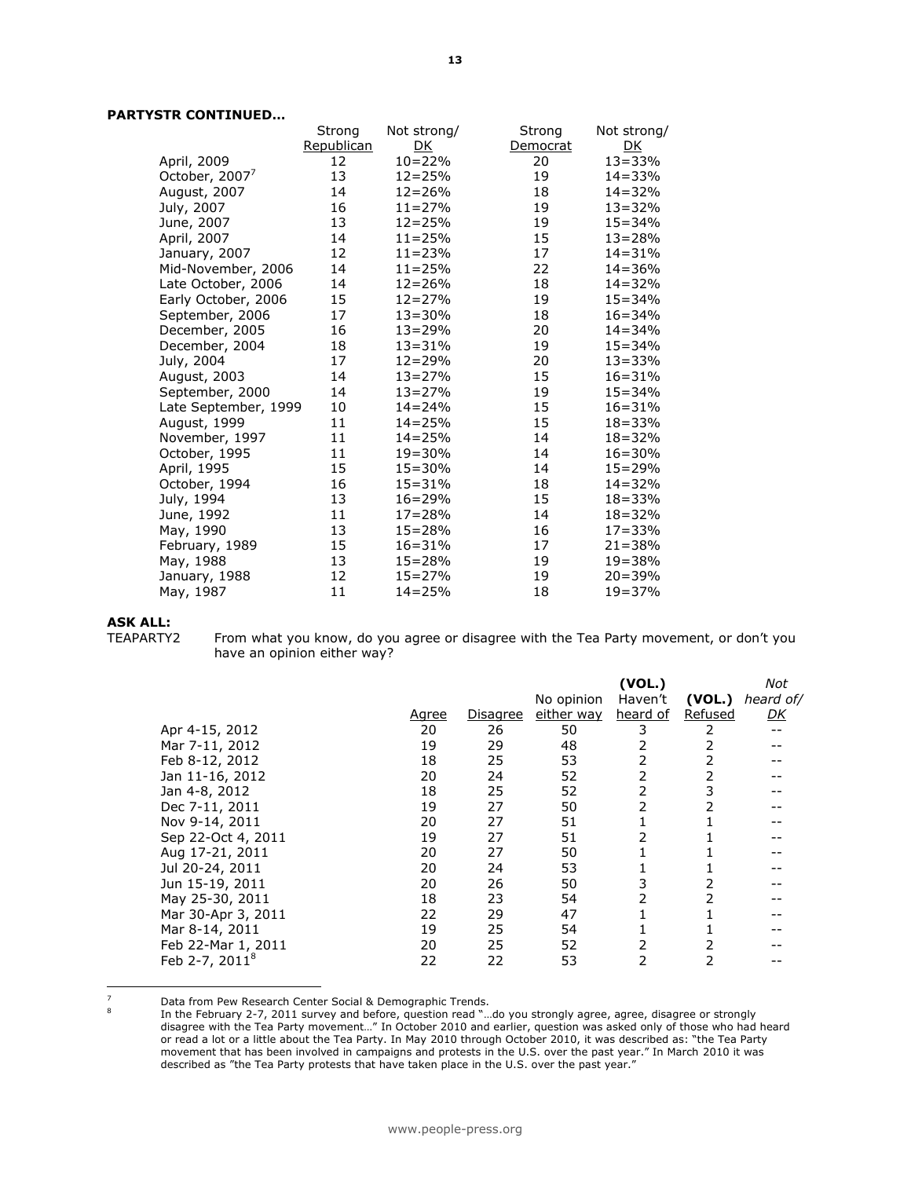**PARTYSTR CONTINUED…**

| | Strong Republican | Not strong/ DK | Strong Democrat | Not strong/ DK |
|---|---|---|---|---|
| April, 2009 | 12 | 10=22% | 20 | 13=33% |
| October, 2007[7] | 13 | 12=25% | 19 | 14=33% |
| August, 2007 | 14 | 12=26% | 18 | 14=32% |
| July, 2007 | 16 | 11=27% | 19 | 13=32% |
| June, 2007 | 13 | 12=25% | 19 | 15=34% |
| April, 2007 | 14 | 11=25% | 15 | 13=28% |
| January, 2007 | 12 | 11=23% | 17 | 14=31% |
| Mid-November, 2006 | 14 | 11=25% | 22 | 14=36% |
| Late October, 2006 | 14 | 12=26% | 18 | 14=32% |
| Early October, 2006 | 15 | 12=27% | 19 | 15=34% |
| September, 2006 | 17 | 13=30% | 18 | 16=34% |
| December, 2005 | 16 | 13=29% | 20 | 14=34% |
| December, 2004 | 18 | 13=31% | 19 | 15=34% |
| July, 2004 | 17 | 12=29% | 20 | 13=33% |
| August, 2003 | 14 | 13=27% | 15 | 16=31% |
| September, 2000 | 14 | 13=27% | 19 | 15=34% |
| Late September, 1999 | 10 | 14=24% | 15 | 16=31% |
| August, 1999 | 11 | 14=25% | 15 | 18=33% |
| November, 1997 | 11 | 14=25% | 14 | 18=32% |
| October, 1995 | 11 | 19=30% | 14 | 16=30% |
| April, 1995 | 15 | 15=30% | 14 | 15=29% |
| October, 1994 | 16 | 15=31% | 18 | 14=32% |
| July, 1994 | 13 | 16=29% | 15 | 18=33% |
| June, 1992 | 11 | 17=28% | 14 | 18=32% |
| May, 1990 | 13 | 15=28% | 16 | 17=33% |
| February, 1989 | 15 | 16=31% | 17 | 21=38% |
| May, 1988 | 13 | 15=28% | 19 | 19=38% |
| January, 1988 | 12 | 15=27% | 19 | 20=39% |
| May, 1987 | 11 | 14=25% | 18 | 19=37% |

**ASK ALL:**

TEAPARTY2 From what you know, do you agree or disagree with the Tea Party movement, or don't you have an opinion either way?

| | Agree | Disagree | No opinion either way | (VOL.) Haven't heard of | (VOL.) Refused | *Not heard of/ DK* |
|---|---|---|---|---|---|---|
| Apr 4-15, 2012 | 20 | 26 | 50 | 3 | 2 | -- |
| Mar 7-11, 2012 | 19 | 29 | 48 | 2 | 2 | -- |
| Feb 8-12, 2012 | 18 | 25 | 53 | 2 | 2 | -- |
| Jan 11-16, 2012 | 20 | 24 | 52 | 2 | 2 | -- |
| Jan 4-8, 2012 | 18 | 25 | 52 | 2 | 3 | -- |
| Dec 7-11, 2011 | 19 | 27 | 50 | 2 | 2 | -- |
| Nov 9-14, 2011 | 20 | 27 | 51 | 1 | 1 | -- |
| Sep 22-Oct 4, 2011 | 19 | 27 | 51 | 2 | 1 | -- |
| Aug 17-21, 2011 | 20 | 27 | 50 | 1 | 1 | -- |
| Jul 20-24, 2011 | 20 | 24 | 53 | 1 | 1 | -- |
| Jun 15-19, 2011 | 20 | 26 | 50 | 3 | 2 | -- |
| May 25-30, 2011 | 18 | 23 | 54 | 2 | 2 | -- |
| Mar 30-Apr 3, 2011 | 22 | 29 | 47 | 1 | 1 | -- |
| Mar 8-14, 2011 | 19 | 25 | 54 | 1 | 1 | -- |
| Feb 22-Mar 1, 2011 | 20 | 25 | 52 | 2 | 2 | -- |
| Feb 2-7, 2011[8] | 22 | 22 | 53 | 2 | 2 | -- |

---

[7] Data from Pew Research Center Social & Demographic Trends.

[8] In the February 2-7, 2011 survey and before, question read "…do you strongly agree, agree, disagree or strongly disagree with the Tea Party movement…" In October 2010 and earlier, question was asked only of those who had heard or read a lot or a little about the Tea Party. In May 2010 through October 2010, it was described as: "the Tea Party movement that has been involved in campaigns and protests in the U.S. over the past year." In March 2010 it was described as "the Tea Party protests that have taken place in the U.S. over the past year."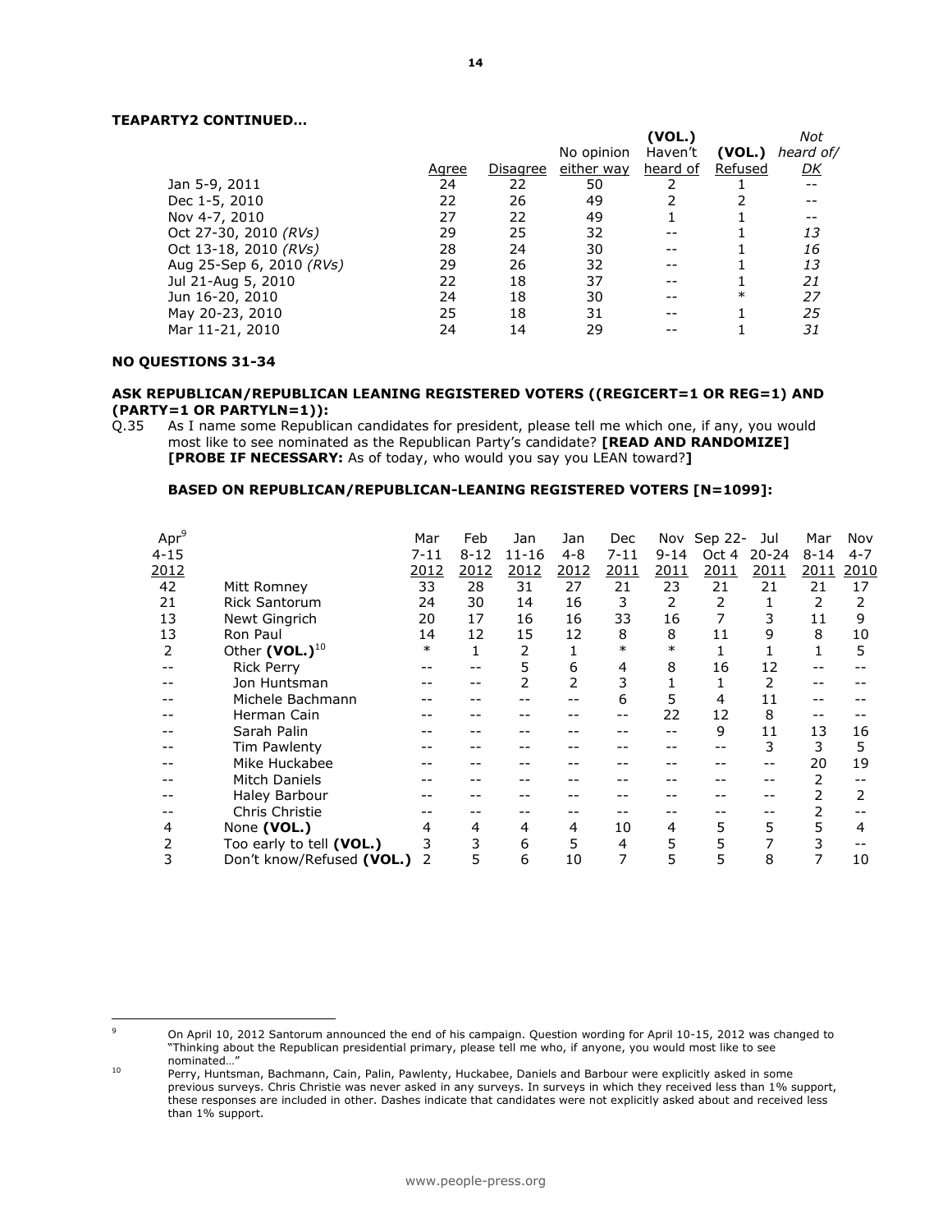**TEAPARTY2 CONTINUED…**

| | Agree | Disagree | No opinion either way | (VOL.) Haven't heard of | (VOL.) Refused | *Not heard of/ DK* |
|---|---|---|---|---|---|---|
| Jan 5-9, 2011 | 24 | 22 | 50 | 2 | 1 | -- |
| Dec 1-5, 2010 | 22 | 26 | 49 | 2 | 2 | -- |
| Nov 4-7, 2010 | 27 | 22 | 49 | 1 | 1 | -- |
| Oct 27-30, 2010 *(RVs)* | 29 | 25 | 32 | -- | 1 | *13* |
| Oct 13-18, 2010 *(RVs)* | 28 | 24 | 30 | -- | 1 | *16* |
| Aug 25-Sep 6, 2010 *(RVs)* | 29 | 26 | 32 | -- | 1 | *13* |
| Jul 21-Aug 5, 2010 | 22 | 18 | 37 | -- | 1 | *21* |
| Jun 16-20, 2010 | 24 | 18 | 30 | -- | * | *27* |
| May 20-23, 2010 | 25 | 18 | 31 | -- | 1 | *25* |
| Mar 11-21, 2010 | 24 | 14 | 29 | -- | 1 | *31* |

**NO QUESTIONS 31-34**

**ASK REPUBLICAN/REPUBLICAN LEANING REGISTERED VOTERS ((REGICERT=1 OR REG=1) AND (PARTY=1 OR PARTYLN=1)):**

Q.35 As I name some Republican candidates for president, please tell me which one, if any, you would most like to see nominated as the Republican Party's candidate? **[READ AND RANDOMIZE] [PROBE IF NECESSARY:** As of today, who would you say you LEAN toward?**]**

**BASED ON REPUBLICAN/REPUBLICAN-LEANING REGISTERED VOTERS [N=1099]:**

| Apr[9] 4-15 2012 | | Mar 7-11 2012 | Feb 8-12 2012 | Jan 11-16 2012 | Jan 4-8 2012 | Dec 7-11 2011 | Nov 9-14 2011 | Sep 22-Oct 4 2011 | Jul 20-24 2011 | Mar 8-14 2011 | Nov 4-7 2010 |
|---|---|---|---|---|---|---|---|---|---|---|---|
| 42 | Mitt Romney | 33 | 28 | 31 | 27 | 21 | 23 | 21 | 21 | 21 | 17 |
| 21 | Rick Santorum | 24 | 30 | 14 | 16 | 3 | 2 | 2 | 1 | 2 | 2 |
| 13 | Newt Gingrich | 20 | 17 | 16 | 16 | 33 | 16 | 7 | 3 | 11 | 9 |
| 13 | Ron Paul | 14 | 12 | 15 | 12 | 8 | 8 | 11 | 9 | 8 | 10 |
| 2 | Other **(VOL.)**[10] | * | 1 | 2 | 1 | * | * | 1 | 1 | 1 | 5 |
| -- | Rick Perry | -- | -- | 5 | 6 | 4 | 8 | 16 | 12 | -- | -- |
| -- | Jon Huntsman | -- | -- | 2 | 2 | 3 | 1 | 1 | 2 | -- | -- |
| -- | Michele Bachmann | -- | -- | -- | -- | 6 | 5 | 4 | 11 | -- | -- |
| -- | Herman Cain | -- | -- | -- | -- | -- | 22 | 12 | 8 | -- | -- |
| -- | Sarah Palin | -- | -- | -- | -- | -- | -- | 9 | 11 | 13 | 16 |
| -- | Tim Pawlenty | -- | -- | -- | -- | -- | -- | -- | 3 | 3 | 5 |
| -- | Mike Huckabee | -- | -- | -- | -- | -- | -- | -- | -- | 20 | 19 |
| -- | Mitch Daniels | -- | -- | -- | -- | -- | -- | -- | -- | 2 | -- |
| -- | Haley Barbour | -- | -- | -- | -- | -- | -- | -- | -- | 2 | 2 |
| -- | Chris Christie | -- | -- | -- | -- | -- | -- | -- | -- | 2 | -- |
| 4 | None **(VOL.)** | 4 | 4 | 4 | 4 | 10 | 4 | 5 | 5 | 5 | 4 |
| 2 | Too early to tell **(VOL.)** | 3 | 3 | 6 | 5 | 4 | 5 | 5 | 7 | 3 | -- |
| 3 | Don't know/Refused **(VOL.)** | 2 | 5 | 6 | 10 | 7 | 5 | 5 | 8 | 7 | 10 |

[9] On April 10, 2012 Santorum announced the end of his campaign. Question wording for April 10-15, 2012 was changed to "Thinking about the Republican presidential primary, please tell me who, if anyone, you would most like to see nominated…"

[10] Perry, Huntsman, Bachmann, Cain, Palin, Pawlenty, Huckabee, Daniels and Barbour were explicitly asked in some previous surveys. Chris Christie was never asked in any surveys. In surveys in which they received less than 1% support, these responses are included in other. Dashes indicate that candidates were not explicitly asked about and received less than 1% support.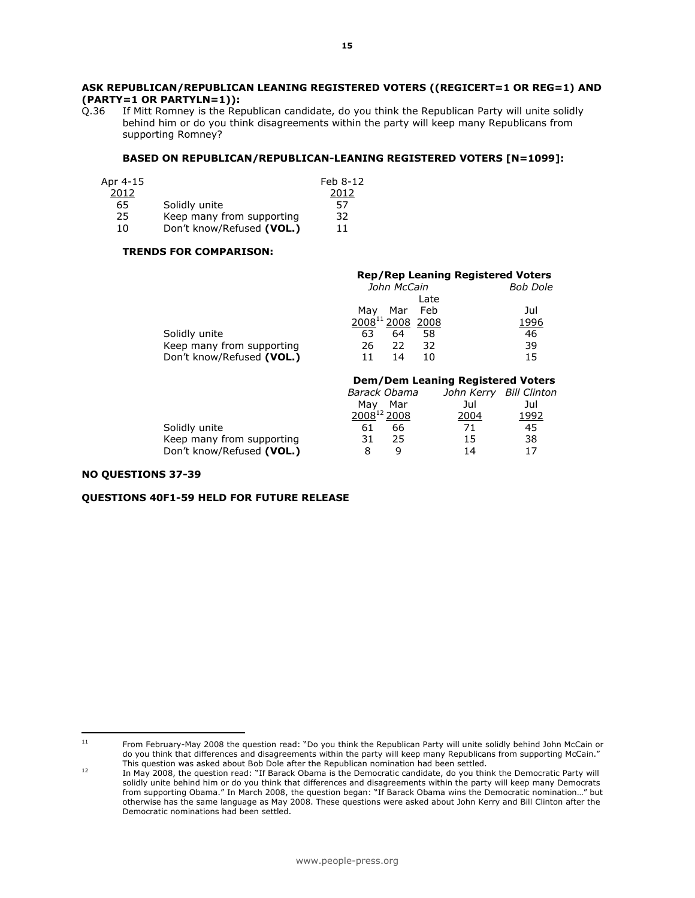**ASK REPUBLICAN/REPUBLICAN LEANING REGISTERED VOTERS ((REGICERT=1 OR REG=1) AND (PARTY=1 OR PARTYLN=1)):**

Q.36 If Mitt Romney is the Republican candidate, do you think the Republican Party will unite solidly behind him or do you think disagreements within the party will keep many Republicans from supporting Romney?

**BASED ON REPUBLICAN/REPUBLICAN-LEANING REGISTERED VOTERS [N=1099]:**

| Apr 4-15 2012 | | Feb 8-12 2012 |
|---|---|---|
| 65 | Solidly unite | 57 |
| 25 | Keep many from supporting | 32 |
| 10 | Don't know/Refused **(VOL.)** | 11 |

**TRENDS FOR COMPARISON:**

| | **Rep/Rep Leaning Registered Voters** | | | |
|---|---|---|---|---|
| | *John McCain* | | | *Bob Dole* |
| | May 2008[11] | Mar 2008 | Late Feb 2008 | Jul 1996 |
| Solidly unite | 63 | 64 | 58 | 46 |
| Keep many from supporting | 26 | 22 | 32 | 39 |
| Don't know/Refused **(VOL.)** | 11 | 14 | 10 | 15 |

| | **Dem/Dem Leaning Registered Voters** | | | |
|---|---|---|---|---|
| | *Barack Obama* | | *John Kerry* | *Bill Clinton* |
| | May 2008[12] | Mar 2008 | Jul 2004 | Jul 1992 |
| Solidly unite | 61 | 66 | 71 | 45 |
| Keep many from supporting | 31 | 25 | 15 | 38 |
| Don't know/Refused **(VOL.)** | 8 | 9 | 14 | 17 |

**NO QUESTIONS 37-39**

**QUESTIONS 40F1-59 HELD FOR FUTURE RELEASE**

[11] From February-May 2008 the question read: "Do you think the Republican Party will unite solidly behind John McCain or do you think that differences and disagreements within the party will keep many Republicans from supporting McCain." This question was asked about Bob Dole after the Republican nomination had been settled.

[12] In May 2008, the question read: "If Barack Obama is the Democratic candidate, do you think the Democratic Party will solidly unite behind him or do you think that differences and disagreements within the party will keep many Democrats from supporting Obama." In March 2008, the question began: "If Barack Obama wins the Democratic nomination…" but otherwise has the same language as May 2008. These questions were asked about John Kerry and Bill Clinton after the Democratic nominations had been settled.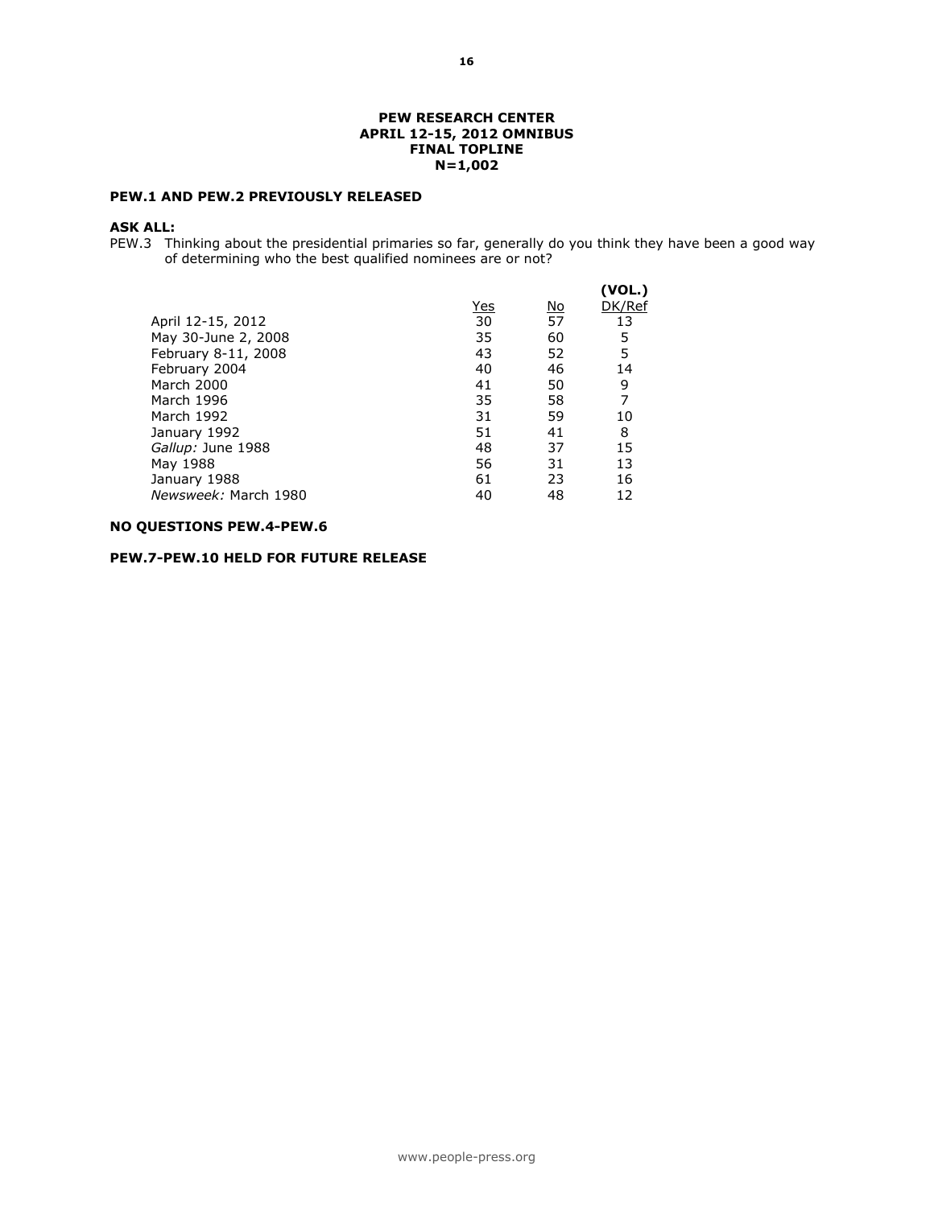**PEW RESEARCH CENTER**
**APRIL 12-15, 2012 OMNIBUS**
**FINAL TOPLINE**
**N=1,002**

**PEW.1 AND PEW.2 PREVIOUSLY RELEASED**

**ASK ALL:**

PEW.3 Thinking about the presidential primaries so far, generally do you think they have been a good way of determining who the best qualified nominees are or not?

| | Yes | No | (VOL.) DK/Ref |
|---|---|---|---|
| April 12-15, 2012 | 30 | 57 | 13 |
| May 30-June 2, 2008 | 35 | 60 | 5 |
| February 8-11, 2008 | 43 | 52 | 5 |
| February 2004 | 40 | 46 | 14 |
| March 2000 | 41 | 50 | 9 |
| March 1996 | 35 | 58 | 7 |
| March 1992 | 31 | 59 | 10 |
| January 1992 | 51 | 41 | 8 |
| *Gallup:* June 1988 | 48 | 37 | 15 |
| May 1988 | 56 | 31 | 13 |
| January 1988 | 61 | 23 | 16 |
| *Newsweek:* March 1980 | 40 | 48 | 12 |

**NO QUESTIONS PEW.4-PEW.6**

**PEW.7-PEW.10 HELD FOR FUTURE RELEASE**